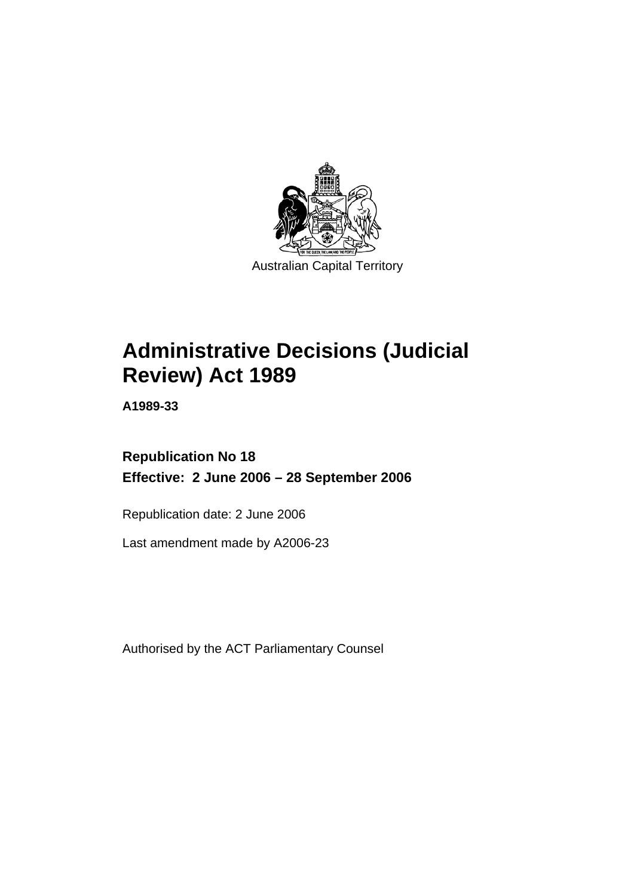Australian Capital Territory

# Administrative Decisions (Judicial Review) Act 1989

**A1989-33**

**Republication No 18**

**Effective: 2 June 2006 – 28 September 2006**

Republication date: 2 June 2006

Last amendment made by A2006-23

Authorised by the ACT Parliamentary Counsel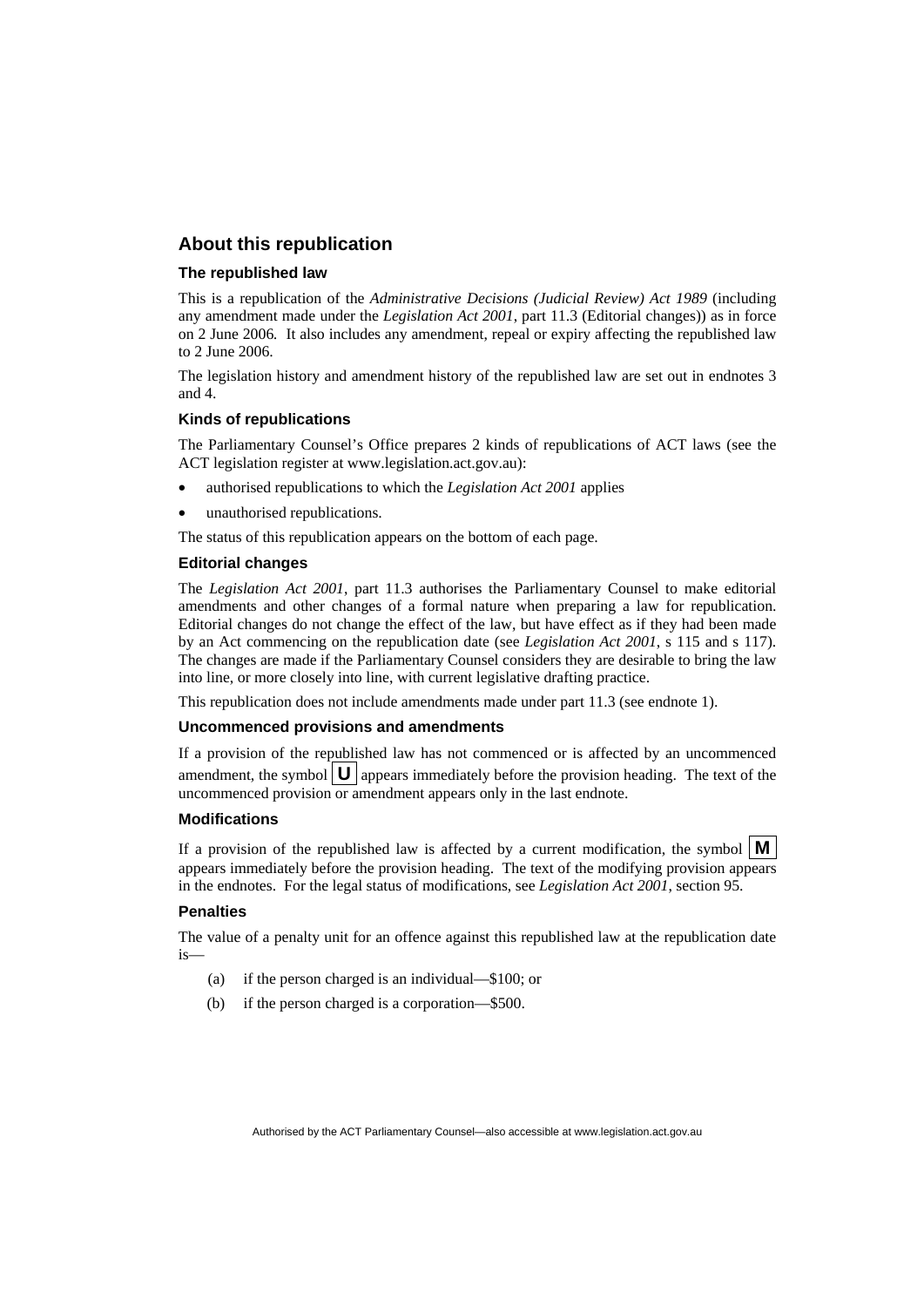## About this republication

### The republished law

This is a republication of the *Administrative Decisions (Judicial Review) Act 1989* (including any amendment made under the *Legislation Act 2001*, part 11.3 (Editorial changes)) as in force on 2 June 2006*.* It also includes any amendment, repeal or expiry affecting the republished law to 2 June 2006.

The legislation history and amendment history of the republished law are set out in endnotes 3 and 4.

### Kinds of republications

The Parliamentary Counsel's Office prepares 2 kinds of republications of ACT laws (see the ACT legislation register at www.legislation.act.gov.au):

- authorised republications to which the *Legislation Act 2001* applies
- unauthorised republications.

The status of this republication appears on the bottom of each page.

### Editorial changes

The *Legislation Act 2001*, part 11.3 authorises the Parliamentary Counsel to make editorial amendments and other changes of a formal nature when preparing a law for republication. Editorial changes do not change the effect of the law, but have effect as if they had been made by an Act commencing on the republication date (see *Legislation Act 2001*, s 115 and s 117). The changes are made if the Parliamentary Counsel considers they are desirable to bring the law into line, or more closely into line, with current legislative drafting practice.

This republication does not include amendments made under part 11.3 (see endnote 1).

### Uncommenced provisions and amendments

If a provision of the republished law has not commenced or is affected by an uncommenced amendment, the symbol **U** appears immediately before the provision heading. The text of the uncommenced provision or amendment appears only in the last endnote.

### Modifications

If a provision of the republished law is affected by a current modification, the symbol **M** appears immediately before the provision heading. The text of the modifying provision appears in the endnotes. For the legal status of modifications, see *Legislation Act 2001*, section 95.

### Penalties

The value of a penalty unit for an offence against this republished law at the republication date is—

(a) if the person charged is an individual—$100; or

(b) if the person charged is a corporation—$500.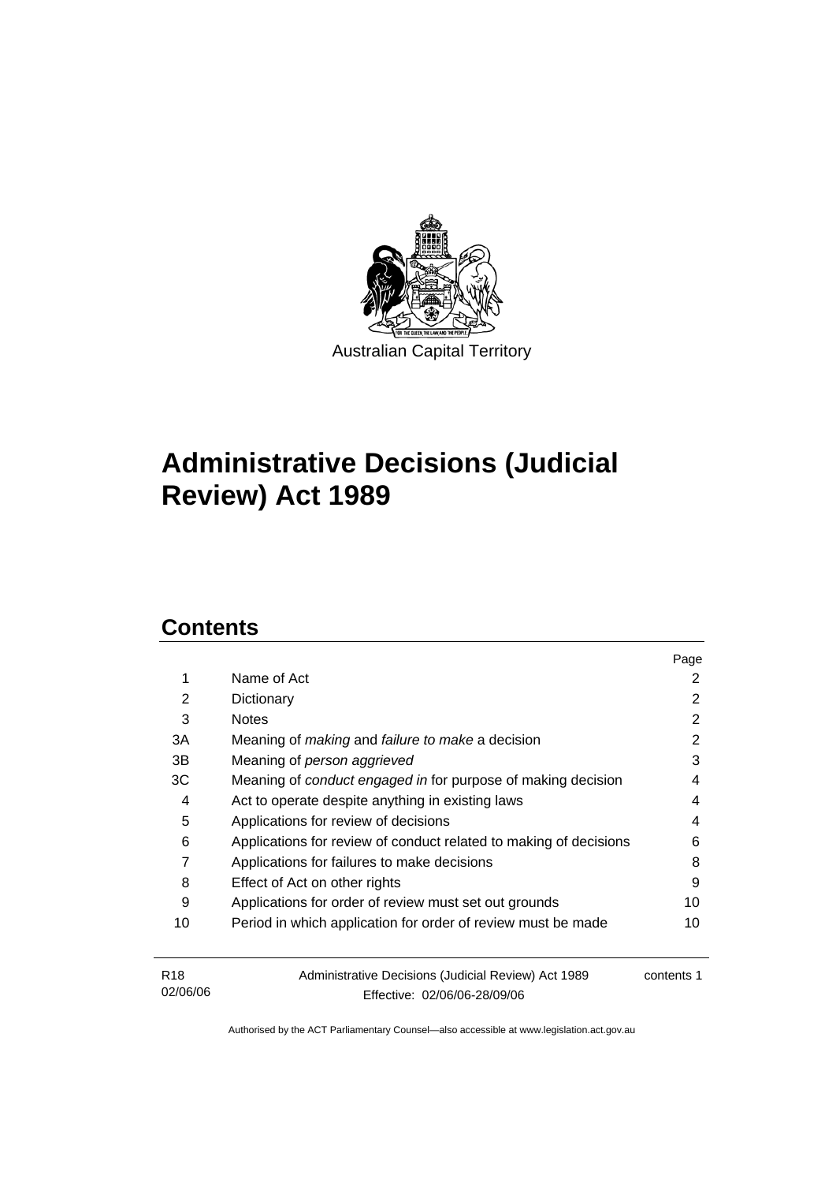Australian Capital Territory

# Administrative Decisions (Judicial Review) Act 1989

## Contents

| | | Page |
|---|---|---|
| 1 | Name of Act | 2 |
| 2 | Dictionary | 2 |
| 3 | Notes | 2 |
| 3A | Meaning of *making* and *failure to make* a decision | 2 |
| 3B | Meaning of *person aggrieved* | 3 |
| 3C | Meaning of *conduct engaged in* for purpose of making decision | 4 |
| 4 | Act to operate despite anything in existing laws | 4 |
| 5 | Applications for review of decisions | 4 |
| 6 | Applications for review of conduct related to making of decisions | 6 |
| 7 | Applications for failures to make decisions | 8 |
| 8 | Effect of Act on other rights | 9 |
| 9 | Applications for order of review must set out grounds | 10 |
| 10 | Period in which application for order of review must be made | 10 |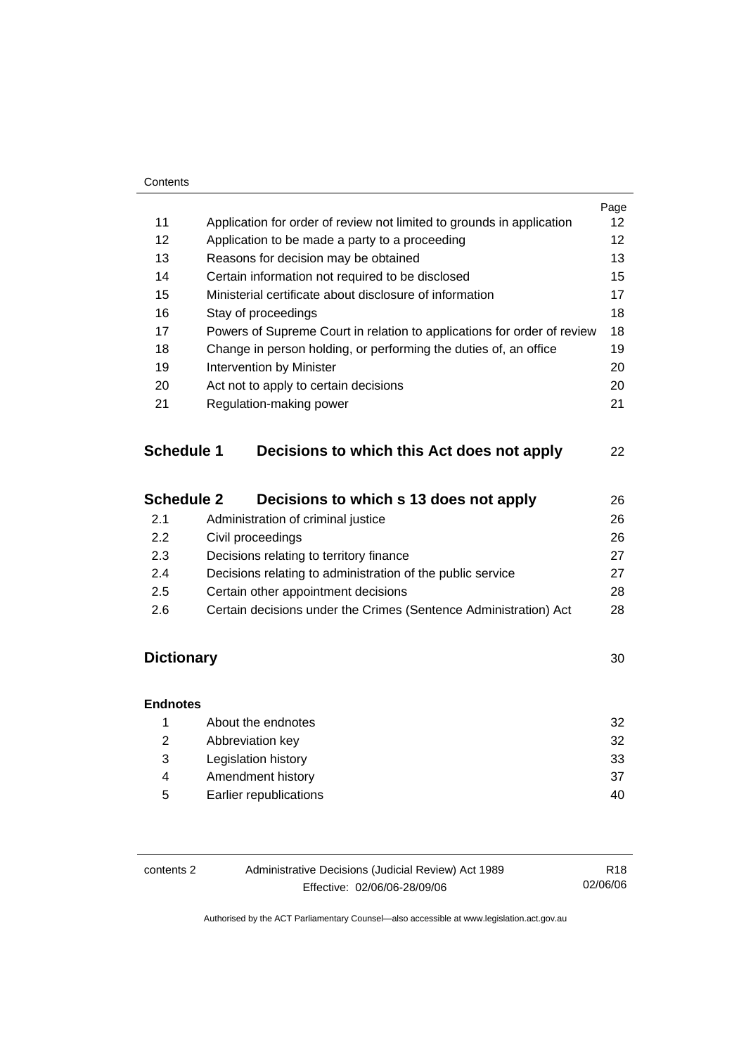| | | Page |
|---|---|---|
| 11 | Application for order of review not limited to grounds in application | 12 |
| 12 | Application to be made a party to a proceeding | 12 |
| 13 | Reasons for decision may be obtained | 13 |
| 14 | Certain information not required to be disclosed | 15 |
| 15 | Ministerial certificate about disclosure of information | 17 |
| 16 | Stay of proceedings | 18 |
| 17 | Powers of Supreme Court in relation to applications for order of review | 18 |
| 18 | Change in person holding, or performing the duties of, an office | 19 |
| 19 | Intervention by Minister | 20 |
| 20 | Act not to apply to certain decisions | 20 |
| 21 | Regulation-making power | 21 |

## Schedule 1 Decisions to which this Act does not apply — 22

## Schedule 2 Decisions to which s 13 does not apply — 26

| | | |
|---|---|---|
| 2.1 | Administration of criminal justice | 26 |
| 2.2 | Civil proceedings | 26 |
| 2.3 | Decisions relating to territory finance | 27 |
| 2.4 | Decisions relating to administration of the public service | 27 |
| 2.5 | Certain other appointment decisions | 28 |
| 2.6 | Certain decisions under the Crimes (Sentence Administration) Act | 28 |

## Dictionary — 30

**Endnotes**

| | | |
|---|---|---|
| 1 | About the endnotes | 32 |
| 2 | Abbreviation key | 32 |
| 3 | Legislation history | 33 |
| 4 | Amendment history | 37 |
| 5 | Earlier republications | 40 |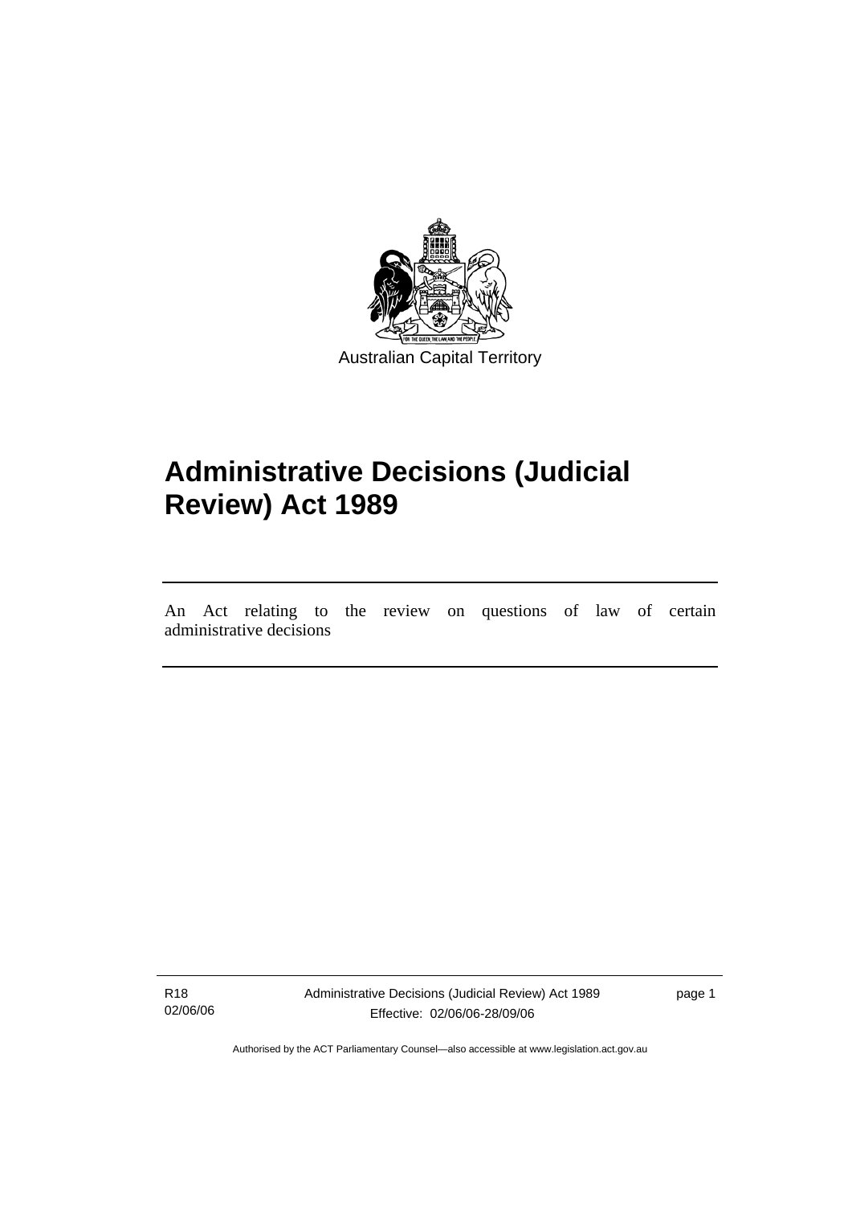Australian Capital Territory

# Administrative Decisions (Judicial Review) Act 1989

An Act relating to the review on questions of law of certain administrative decisions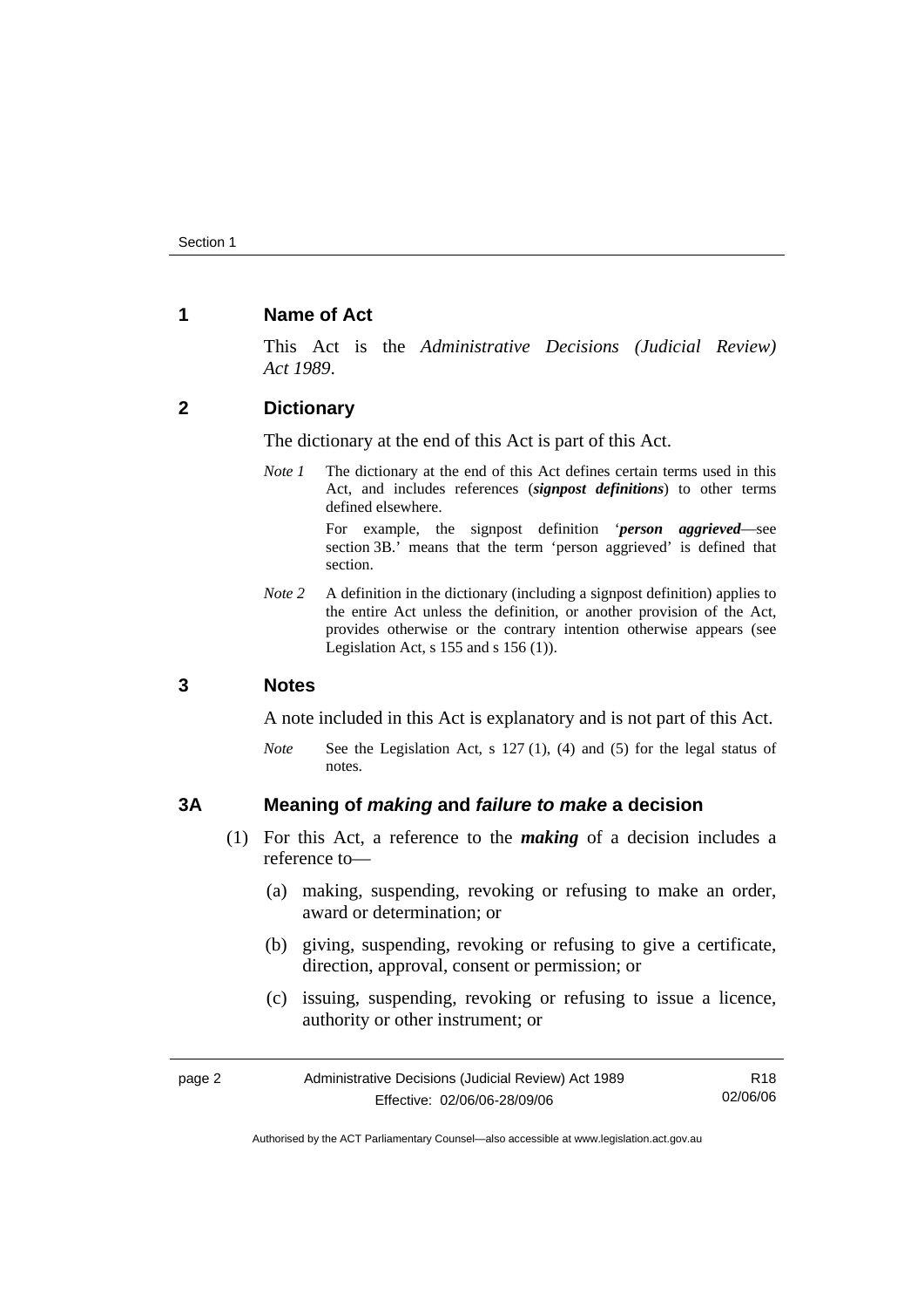## 1 Name of Act

This Act is the *Administrative Decisions (Judicial Review) Act 1989*.

## 2 Dictionary

The dictionary at the end of this Act is part of this Act.

*Note 1* The dictionary at the end of this Act defines certain terms used in this Act, and includes references (***signpost definitions***) to other terms defined elsewhere.

For example, the signpost definition '***person aggrieved***—see section 3B.' means that the term 'person aggrieved' is defined that section.

*Note 2* A definition in the dictionary (including a signpost definition) applies to the entire Act unless the definition, or another provision of the Act, provides otherwise or the contrary intention otherwise appears (see Legislation Act, s 155 and s 156 (1)).

## 3 Notes

A note included in this Act is explanatory and is not part of this Act.

*Note* See the Legislation Act, s 127 (1), (4) and (5) for the legal status of notes.

## 3A Meaning of *making* and *failure to make* a decision

(1) For this Act, a reference to the ***making*** of a decision includes a reference to—

(a) making, suspending, revoking or refusing to make an order, award or determination; or

(b) giving, suspending, revoking or refusing to give a certificate, direction, approval, consent or permission; or

(c) issuing, suspending, revoking or refusing to issue a licence, authority or other instrument; or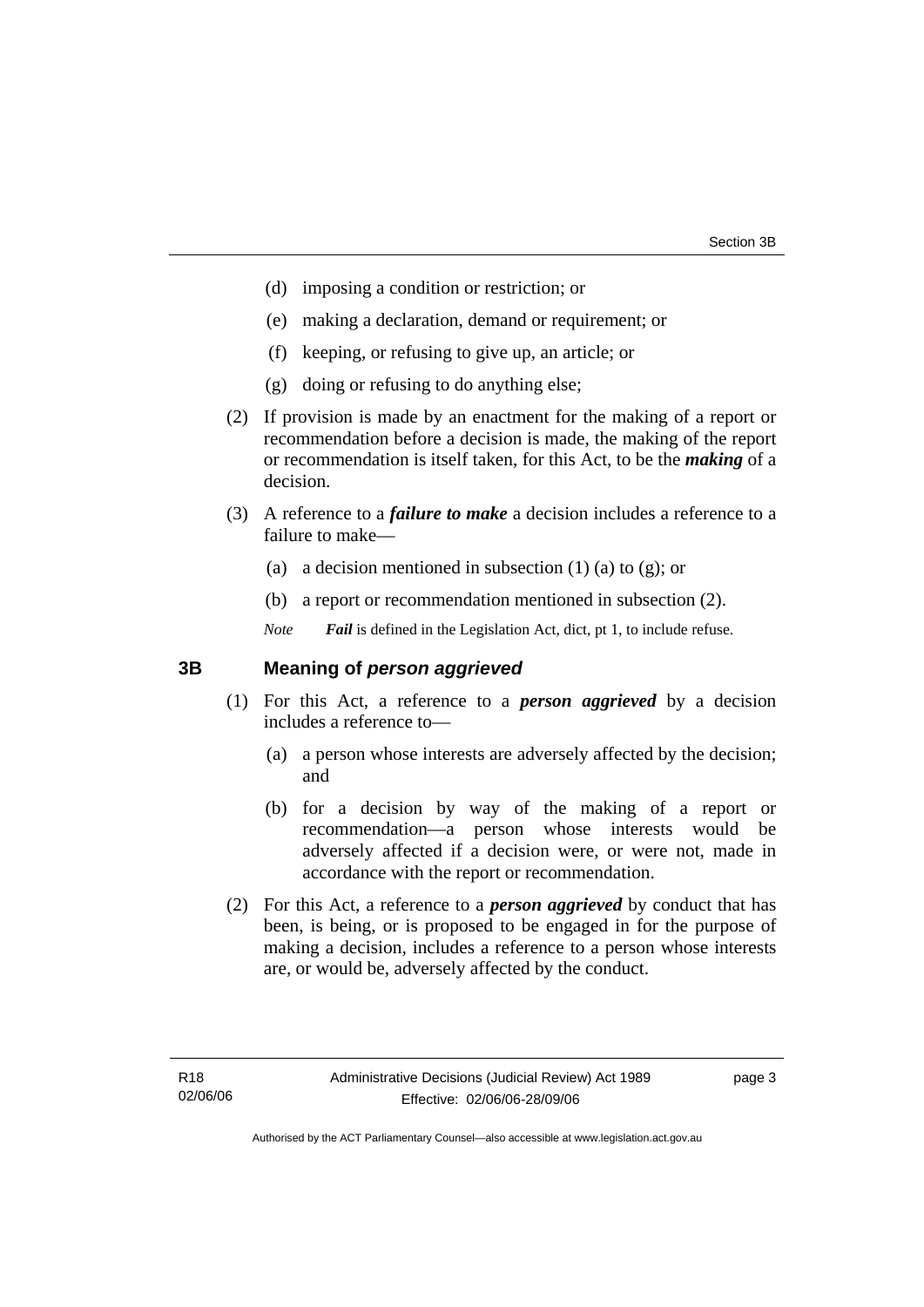(d) imposing a condition or restriction; or

(e) making a declaration, demand or requirement; or

(f) keeping, or refusing to give up, an article; or

(g) doing or refusing to do anything else;

(2) If provision is made by an enactment for the making of a report or recommendation before a decision is made, the making of the report or recommendation is itself taken, for this Act, to be the ***making*** of a decision.

(3) A reference to a ***failure to make*** a decision includes a reference to a failure to make—

(a) a decision mentioned in subsection (1) (a) to (g); or

(b) a report or recommendation mentioned in subsection (2).

*Note* ***Fail*** is defined in the Legislation Act, dict, pt 1, to include refuse.

## 3B Meaning of *person aggrieved*

(1) For this Act, a reference to a ***person aggrieved*** by a decision includes a reference to—

(a) a person whose interests are adversely affected by the decision; and

(b) for a decision by way of the making of a report or recommendation—a person whose interests would be adversely affected if a decision were, or were not, made in accordance with the report or recommendation.

(2) For this Act, a reference to a ***person aggrieved*** by conduct that has been, is being, or is proposed to be engaged in for the purpose of making a decision, includes a reference to a person whose interests are, or would be, adversely affected by the conduct.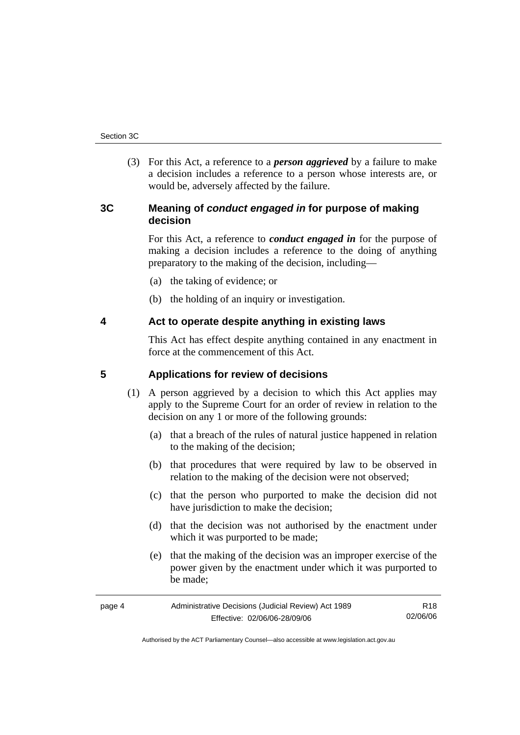(3) For this Act, a reference to a ***person aggrieved*** by a failure to make a decision includes a reference to a person whose interests are, or would be, adversely affected by the failure.

## 3C Meaning of *conduct engaged in* for purpose of making decision

For this Act, a reference to ***conduct engaged in*** for the purpose of making a decision includes a reference to the doing of anything preparatory to the making of the decision, including—

(a) the taking of evidence; or

(b) the holding of an inquiry or investigation.

## 4 Act to operate despite anything in existing laws

This Act has effect despite anything contained in any enactment in force at the commencement of this Act.

## 5 Applications for review of decisions

(1) A person aggrieved by a decision to which this Act applies may apply to the Supreme Court for an order of review in relation to the decision on any 1 or more of the following grounds:

(a) that a breach of the rules of natural justice happened in relation to the making of the decision;

(b) that procedures that were required by law to be observed in relation to the making of the decision were not observed;

(c) that the person who purported to make the decision did not have jurisdiction to make the decision;

(d) that the decision was not authorised by the enactment under which it was purported to be made;

(e) that the making of the decision was an improper exercise of the power given by the enactment under which it was purported to be made;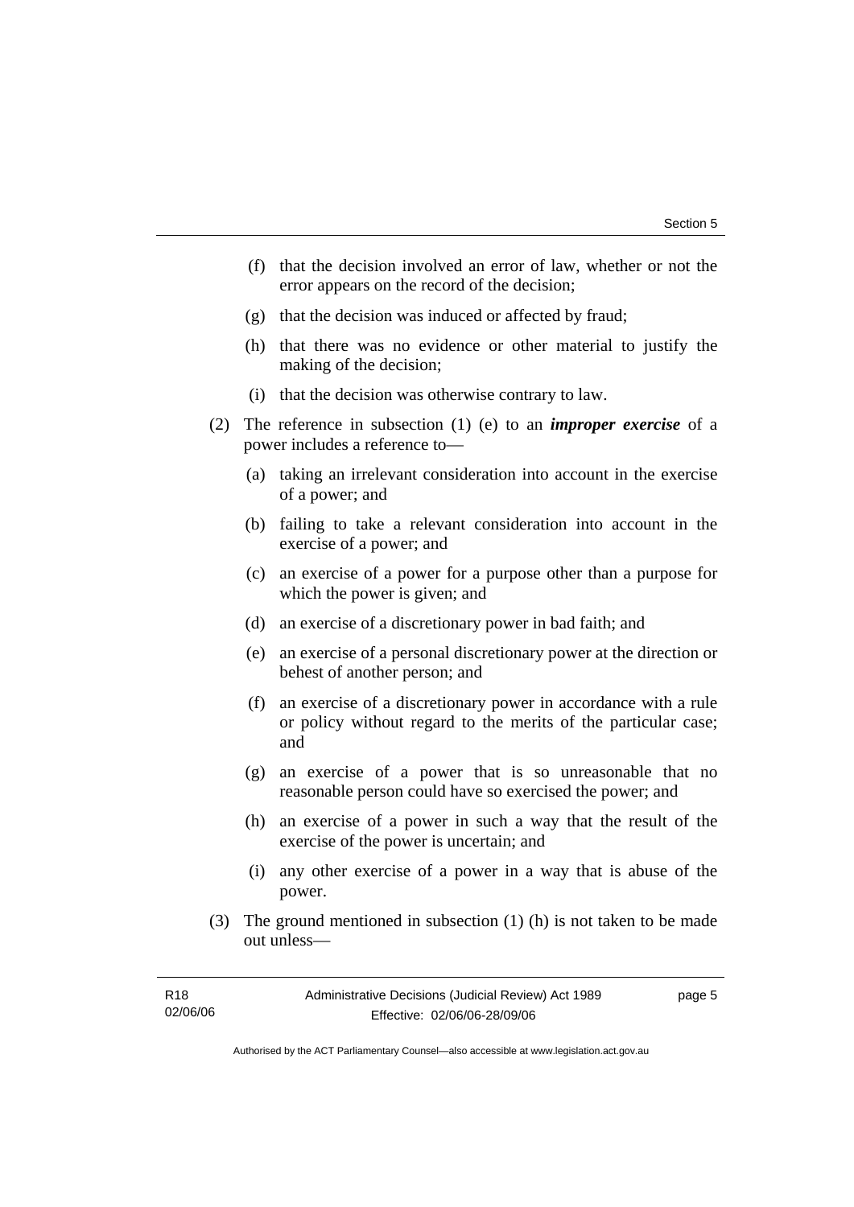(f) that the decision involved an error of law, whether or not the error appears on the record of the decision;

(g) that the decision was induced or affected by fraud;

(h) that there was no evidence or other material to justify the making of the decision;

(i) that the decision was otherwise contrary to law.

(2) The reference in subsection (1) (e) to an ***improper exercise*** of a power includes a reference to—

(a) taking an irrelevant consideration into account in the exercise of a power; and

(b) failing to take a relevant consideration into account in the exercise of a power; and

(c) an exercise of a power for a purpose other than a purpose for which the power is given; and

(d) an exercise of a discretionary power in bad faith; and

(e) an exercise of a personal discretionary power at the direction or behest of another person; and

(f) an exercise of a discretionary power in accordance with a rule or policy without regard to the merits of the particular case; and

(g) an exercise of a power that is so unreasonable that no reasonable person could have so exercised the power; and

(h) an exercise of a power in such a way that the result of the exercise of the power is uncertain; and

(i) any other exercise of a power in a way that is abuse of the power.

(3) The ground mentioned in subsection (1) (h) is not taken to be made out unless—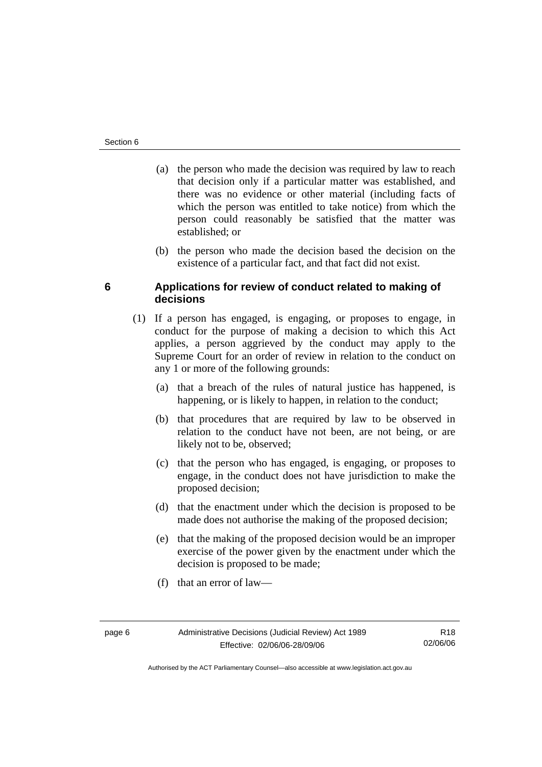(a) the person who made the decision was required by law to reach that decision only if a particular matter was established, and there was no evidence or other material (including facts of which the person was entitled to take notice) from which the person could reasonably be satisfied that the matter was established; or

(b) the person who made the decision based the decision on the existence of a particular fact, and that fact did not exist.

### 6 Applications for review of conduct related to making of decisions

(1) If a person has engaged, is engaging, or proposes to engage, in conduct for the purpose of making a decision to which this Act applies, a person aggrieved by the conduct may apply to the Supreme Court for an order of review in relation to the conduct on any 1 or more of the following grounds:

(a) that a breach of the rules of natural justice has happened, is happening, or is likely to happen, in relation to the conduct;

(b) that procedures that are required by law to be observed in relation to the conduct have not been, are not being, or are likely not to be, observed;

(c) that the person who has engaged, is engaging, or proposes to engage, in the conduct does not have jurisdiction to make the proposed decision;

(d) that the enactment under which the decision is proposed to be made does not authorise the making of the proposed decision;

(e) that the making of the proposed decision would be an improper exercise of the power given by the enactment under which the decision is proposed to be made;

(f) that an error of law—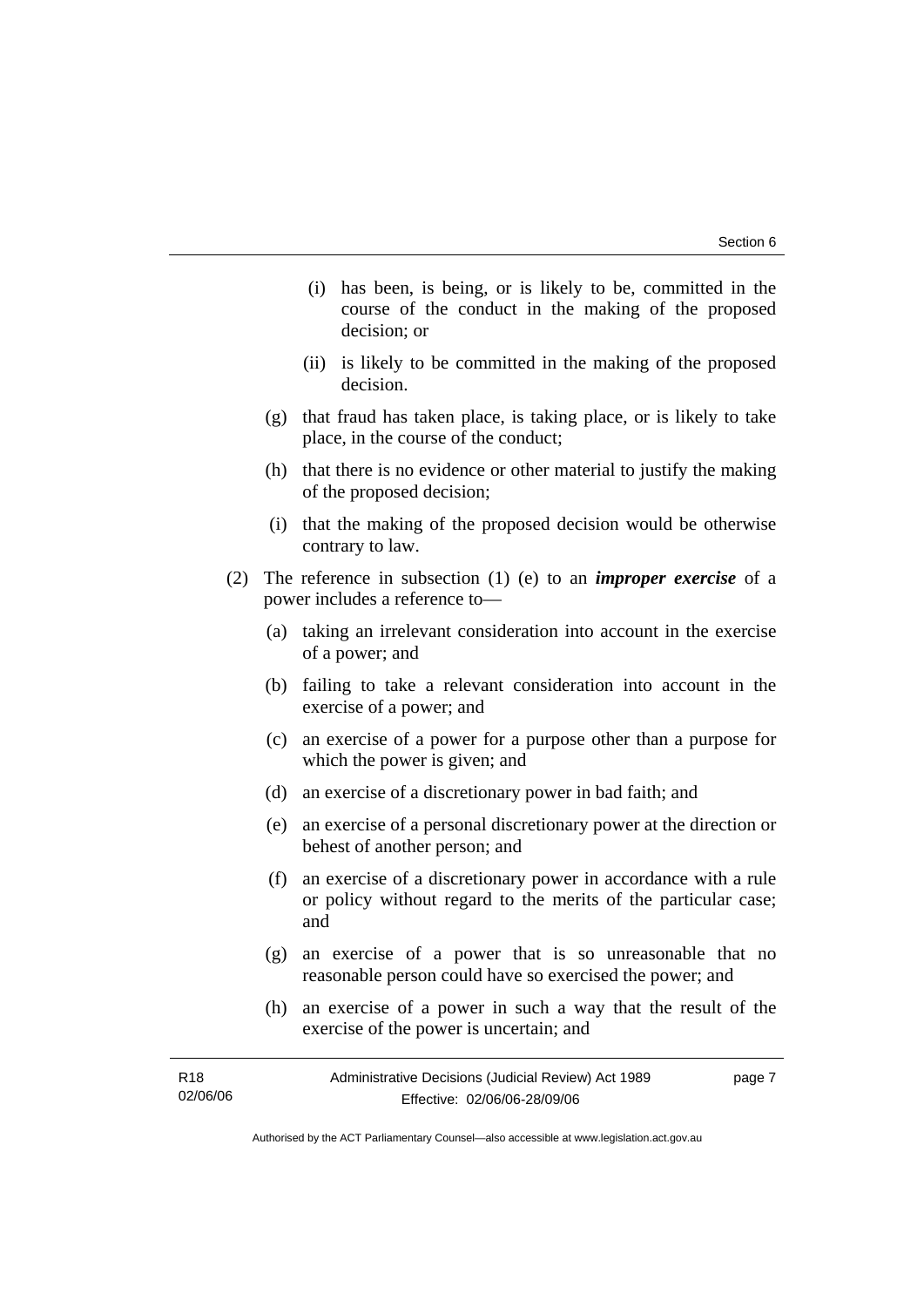(i) has been, is being, or is likely to be, committed in the course of the conduct in the making of the proposed decision; or

(ii) is likely to be committed in the making of the proposed decision.

(g) that fraud has taken place, is taking place, or is likely to take place, in the course of the conduct;

(h) that there is no evidence or other material to justify the making of the proposed decision;

(i) that the making of the proposed decision would be otherwise contrary to law.

(2) The reference in subsection (1) (e) to an ***improper exercise*** of a power includes a reference to—

(a) taking an irrelevant consideration into account in the exercise of a power; and

(b) failing to take a relevant consideration into account in the exercise of a power; and

(c) an exercise of a power for a purpose other than a purpose for which the power is given; and

(d) an exercise of a discretionary power in bad faith; and

(e) an exercise of a personal discretionary power at the direction or behest of another person; and

(f) an exercise of a discretionary power in accordance with a rule or policy without regard to the merits of the particular case; and

(g) an exercise of a power that is so unreasonable that no reasonable person could have so exercised the power; and

(h) an exercise of a power in such a way that the result of the exercise of the power is uncertain; and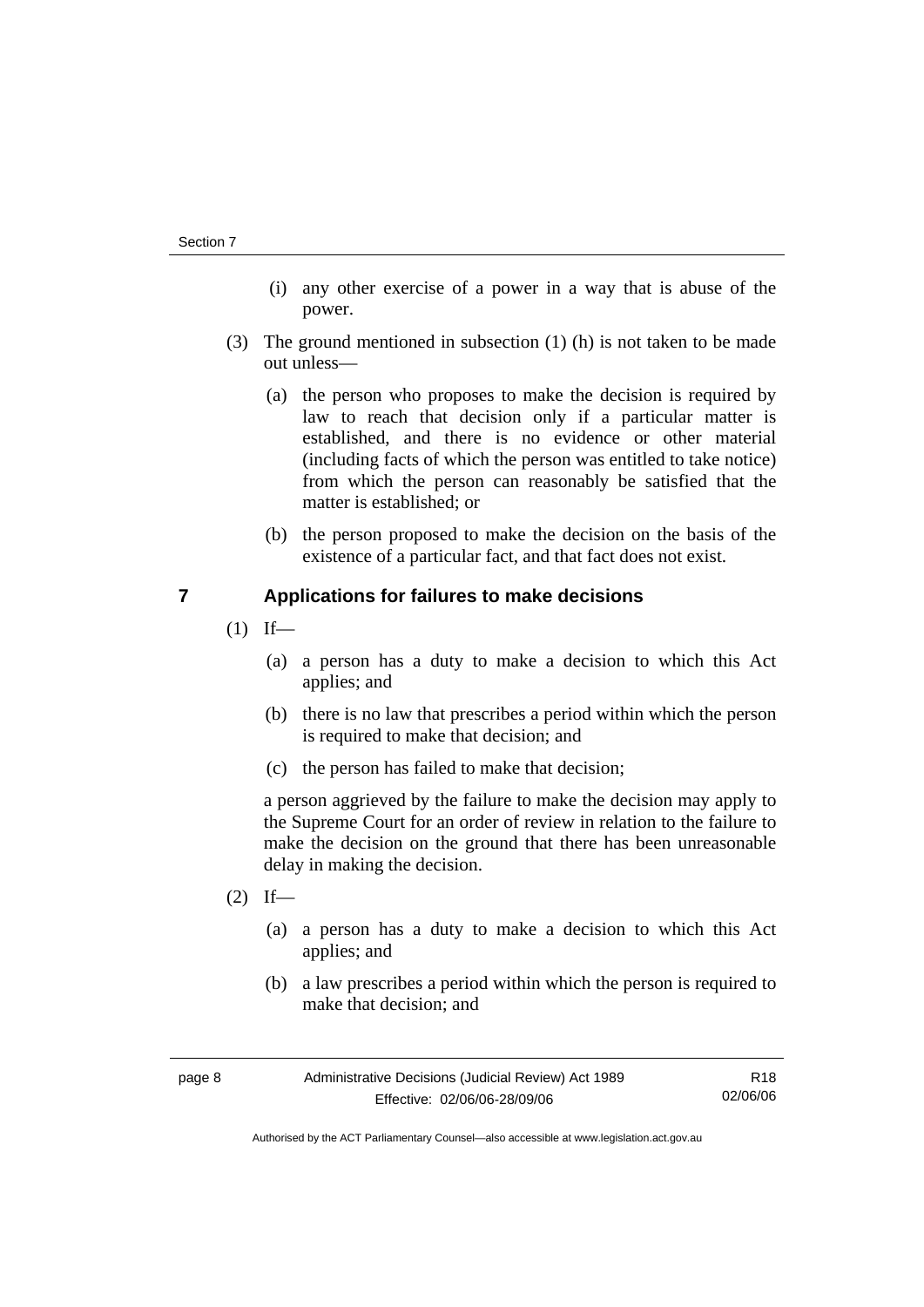(i) any other exercise of a power in a way that is abuse of the power.

(3) The ground mentioned in subsection (1) (h) is not taken to be made out unless—

(a) the person who proposes to make the decision is required by law to reach that decision only if a particular matter is established, and there is no evidence or other material (including facts of which the person was entitled to take notice) from which the person can reasonably be satisfied that the matter is established; or

(b) the person proposed to make the decision on the basis of the existence of a particular fact, and that fact does not exist.

## 7 Applications for failures to make decisions

(1) If—

(a) a person has a duty to make a decision to which this Act applies; and

(b) there is no law that prescribes a period within which the person is required to make that decision; and

(c) the person has failed to make that decision;

a person aggrieved by the failure to make the decision may apply to the Supreme Court for an order of review in relation to the failure to make the decision on the ground that there has been unreasonable delay in making the decision.

(2) If—

(a) a person has a duty to make a decision to which this Act applies; and

(b) a law prescribes a period within which the person is required to make that decision; and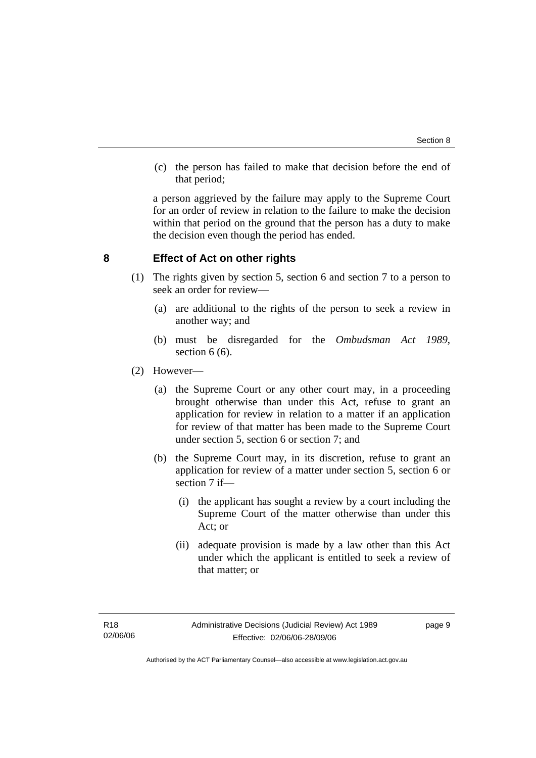(c) the person has failed to make that decision before the end of that period;

a person aggrieved by the failure may apply to the Supreme Court for an order of review in relation to the failure to make the decision within that period on the ground that the person has a duty to make the decision even though the period has ended.

## 8 Effect of Act on other rights

(1) The rights given by section 5, section 6 and section 7 to a person to seek an order for review—

(a) are additional to the rights of the person to seek a review in another way; and

(b) must be disregarded for the *Ombudsman Act 1989*, section 6 (6).

(2) However—

(a) the Supreme Court or any other court may, in a proceeding brought otherwise than under this Act, refuse to grant an application for review in relation to a matter if an application for review of that matter has been made to the Supreme Court under section 5, section 6 or section 7; and

(b) the Supreme Court may, in its discretion, refuse to grant an application for review of a matter under section 5, section 6 or section 7 if—

(i) the applicant has sought a review by a court including the Supreme Court of the matter otherwise than under this Act; or

(ii) adequate provision is made by a law other than this Act under which the applicant is entitled to seek a review of that matter; or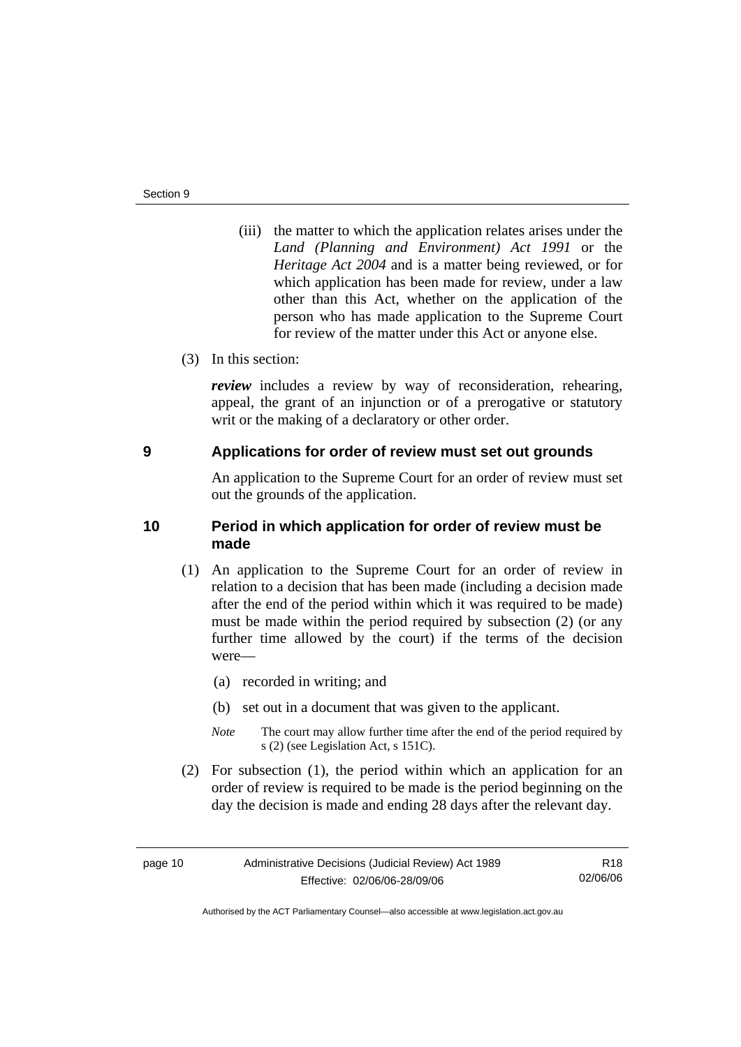(iii) the matter to which the application relates arises under the *Land (Planning and Environment) Act 1991* or the *Heritage Act 2004* and is a matter being reviewed, or for which application has been made for review, under a law other than this Act, whether on the application of the person who has made application to the Supreme Court for review of the matter under this Act or anyone else.

(3) In this section:

***review*** includes a review by way of reconsideration, rehearing, appeal, the grant of an injunction or of a prerogative or statutory writ or the making of a declaratory or other order.

## 9 Applications for order of review must set out grounds

An application to the Supreme Court for an order of review must set out the grounds of the application.

## 10 Period in which application for order of review must be made

(1) An application to the Supreme Court for an order of review in relation to a decision that has been made (including a decision made after the end of the period within which it was required to be made) must be made within the period required by subsection (2) (or any further time allowed by the court) if the terms of the decision were—

(a) recorded in writing; and

(b) set out in a document that was given to the applicant.

*Note* The court may allow further time after the end of the period required by s (2) (see Legislation Act, s 151C).

(2) For subsection (1), the period within which an application for an order of review is required to be made is the period beginning on the day the decision is made and ending 28 days after the relevant day.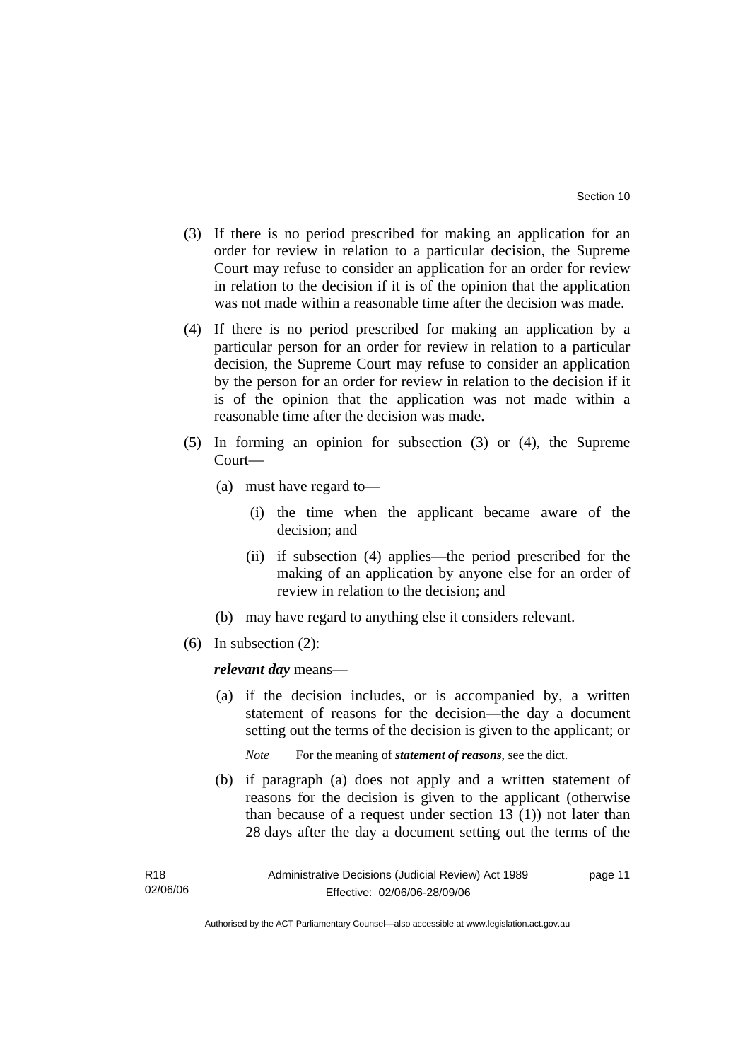(3) If there is no period prescribed for making an application for an order for review in relation to a particular decision, the Supreme Court may refuse to consider an application for an order for review in relation to the decision if it is of the opinion that the application was not made within a reasonable time after the decision was made.

(4) If there is no period prescribed for making an application by a particular person for an order for review in relation to a particular decision, the Supreme Court may refuse to consider an application by the person for an order for review in relation to the decision if it is of the opinion that the application was not made within a reasonable time after the decision was made.

(5) In forming an opinion for subsection (3) or (4), the Supreme Court—

(a) must have regard to—

(i) the time when the applicant became aware of the decision; and

(ii) if subsection (4) applies—the period prescribed for the making of an application by anyone else for an order of review in relation to the decision; and

(b) may have regard to anything else it considers relevant.

(6) In subsection (2):

***relevant day*** means—

(a) if the decision includes, or is accompanied by, a written statement of reasons for the decision—the day a document setting out the terms of the decision is given to the applicant; or

*Note* For the meaning of ***statement of reasons***, see the dict.

(b) if paragraph (a) does not apply and a written statement of reasons for the decision is given to the applicant (otherwise than because of a request under section 13 (1)) not later than 28 days after the day a document setting out the terms of the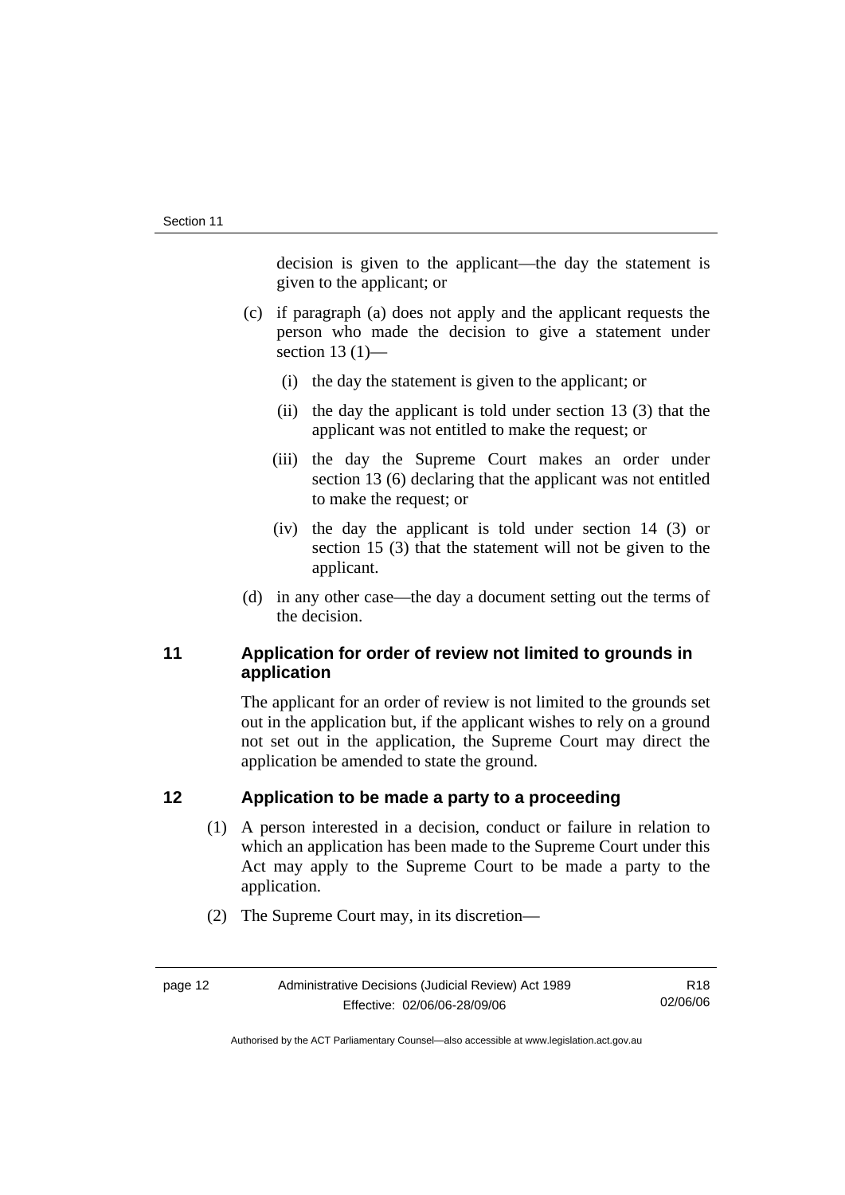decision is given to the applicant—the day the statement is given to the applicant; or

(c) if paragraph (a) does not apply and the applicant requests the person who made the decision to give a statement under section 13 (1)—

(i) the day the statement is given to the applicant; or

(ii) the day the applicant is told under section 13 (3) that the applicant was not entitled to make the request; or

(iii) the day the Supreme Court makes an order under section 13 (6) declaring that the applicant was not entitled to make the request; or

(iv) the day the applicant is told under section 14 (3) or section 15 (3) that the statement will not be given to the applicant.

(d) in any other case—the day a document setting out the terms of the decision.

## 11 Application for order of review not limited to grounds in application

The applicant for an order of review is not limited to the grounds set out in the application but, if the applicant wishes to rely on a ground not set out in the application, the Supreme Court may direct the application be amended to state the ground.

## 12 Application to be made a party to a proceeding

(1) A person interested in a decision, conduct or failure in relation to which an application has been made to the Supreme Court under this Act may apply to the Supreme Court to be made a party to the application.

(2) The Supreme Court may, in its discretion—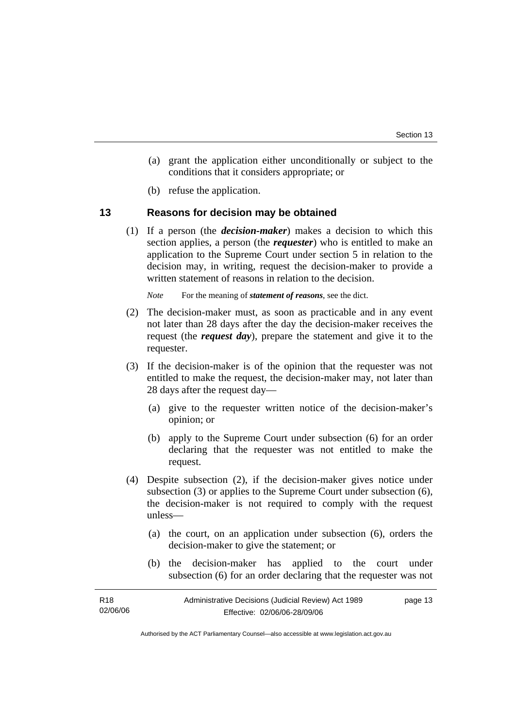(a) grant the application either unconditionally or subject to the conditions that it considers appropriate; or

(b) refuse the application.

## 13 Reasons for decision may be obtained

(1) If a person (the ***decision-maker***) makes a decision to which this section applies, a person (the ***requester***) who is entitled to make an application to the Supreme Court under section 5 in relation to the decision may, in writing, request the decision-maker to provide a written statement of reasons in relation to the decision.

*Note* For the meaning of ***statement of reasons***, see the dict.

(2) The decision-maker must, as soon as practicable and in any event not later than 28 days after the day the decision-maker receives the request (the ***request day***), prepare the statement and give it to the requester.

(3) If the decision-maker is of the opinion that the requester was not entitled to make the request, the decision-maker may, not later than 28 days after the request day—

(a) give to the requester written notice of the decision-maker's opinion; or

(b) apply to the Supreme Court under subsection (6) for an order declaring that the requester was not entitled to make the request.

(4) Despite subsection (2), if the decision-maker gives notice under subsection (3) or applies to the Supreme Court under subsection (6), the decision-maker is not required to comply with the request unless—

(a) the court, on an application under subsection (6), orders the decision-maker to give the statement; or

(b) the decision-maker has applied to the court under subsection (6) for an order declaring that the requester was not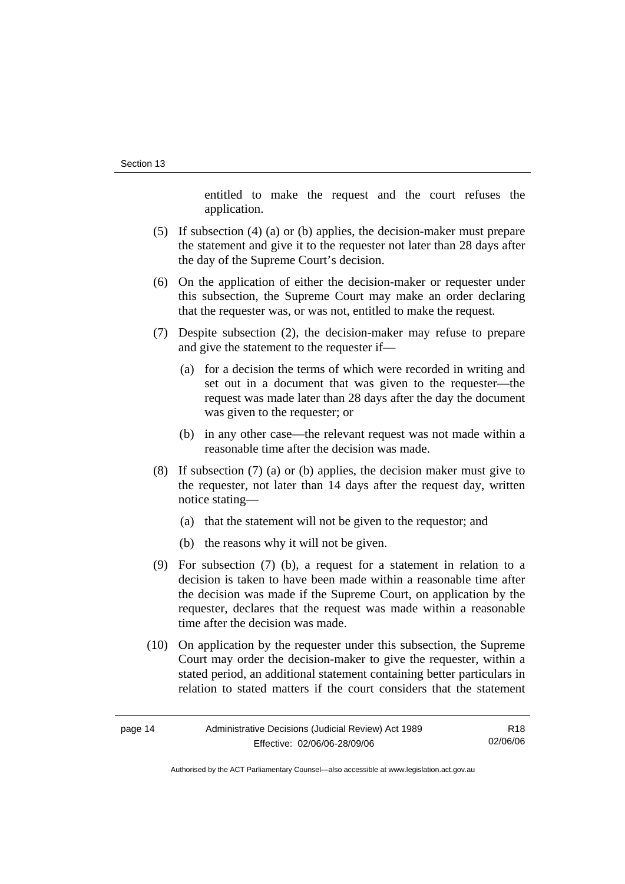entitled to make the request and the court refuses the application.

(5) If subsection (4) (a) or (b) applies, the decision-maker must prepare the statement and give it to the requester not later than 28 days after the day of the Supreme Court's decision.

(6) On the application of either the decision-maker or requester under this subsection, the Supreme Court may make an order declaring that the requester was, or was not, entitled to make the request.

(7) Despite subsection (2), the decision-maker may refuse to prepare and give the statement to the requester if—

(a) for a decision the terms of which were recorded in writing and set out in a document that was given to the requester—the request was made later than 28 days after the day the document was given to the requester; or

(b) in any other case—the relevant request was not made within a reasonable time after the decision was made.

(8) If subsection (7) (a) or (b) applies, the decision maker must give to the requester, not later than 14 days after the request day, written notice stating—

(a) that the statement will not be given to the requestor; and

(b) the reasons why it will not be given.

(9) For subsection (7) (b), a request for a statement in relation to a decision is taken to have been made within a reasonable time after the decision was made if the Supreme Court, on application by the requester, declares that the request was made within a reasonable time after the decision was made.

(10) On application by the requester under this subsection, the Supreme Court may order the decision-maker to give the requester, within a stated period, an additional statement containing better particulars in relation to stated matters if the court considers that the statement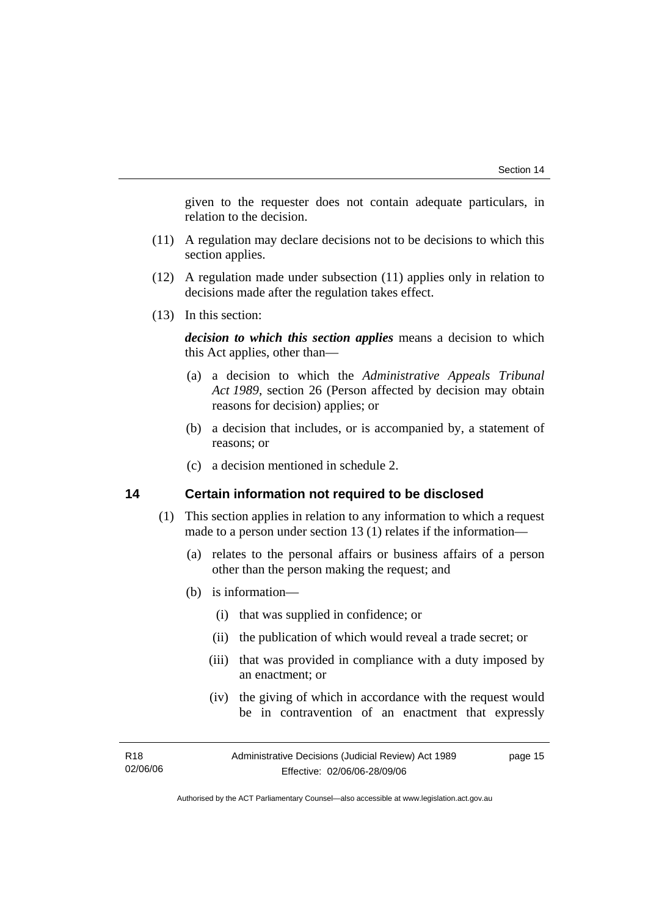given to the requester does not contain adequate particulars, in relation to the decision.

(11) A regulation may declare decisions not to be decisions to which this section applies.

(12) A regulation made under subsection (11) applies only in relation to decisions made after the regulation takes effect.

(13) In this section:

***decision to which this section applies*** means a decision to which this Act applies, other than—

(a) a decision to which the *Administrative Appeals Tribunal Act 1989*, section 26 (Person affected by decision may obtain reasons for decision) applies; or

(b) a decision that includes, or is accompanied by, a statement of reasons; or

(c) a decision mentioned in schedule 2.

## 14 Certain information not required to be disclosed

(1) This section applies in relation to any information to which a request made to a person under section 13 (1) relates if the information—

(a) relates to the personal affairs or business affairs of a person other than the person making the request; and

(b) is information—

(i) that was supplied in confidence; or

(ii) the publication of which would reveal a trade secret; or

(iii) that was provided in compliance with a duty imposed by an enactment; or

(iv) the giving of which in accordance with the request would be in contravention of an enactment that expressly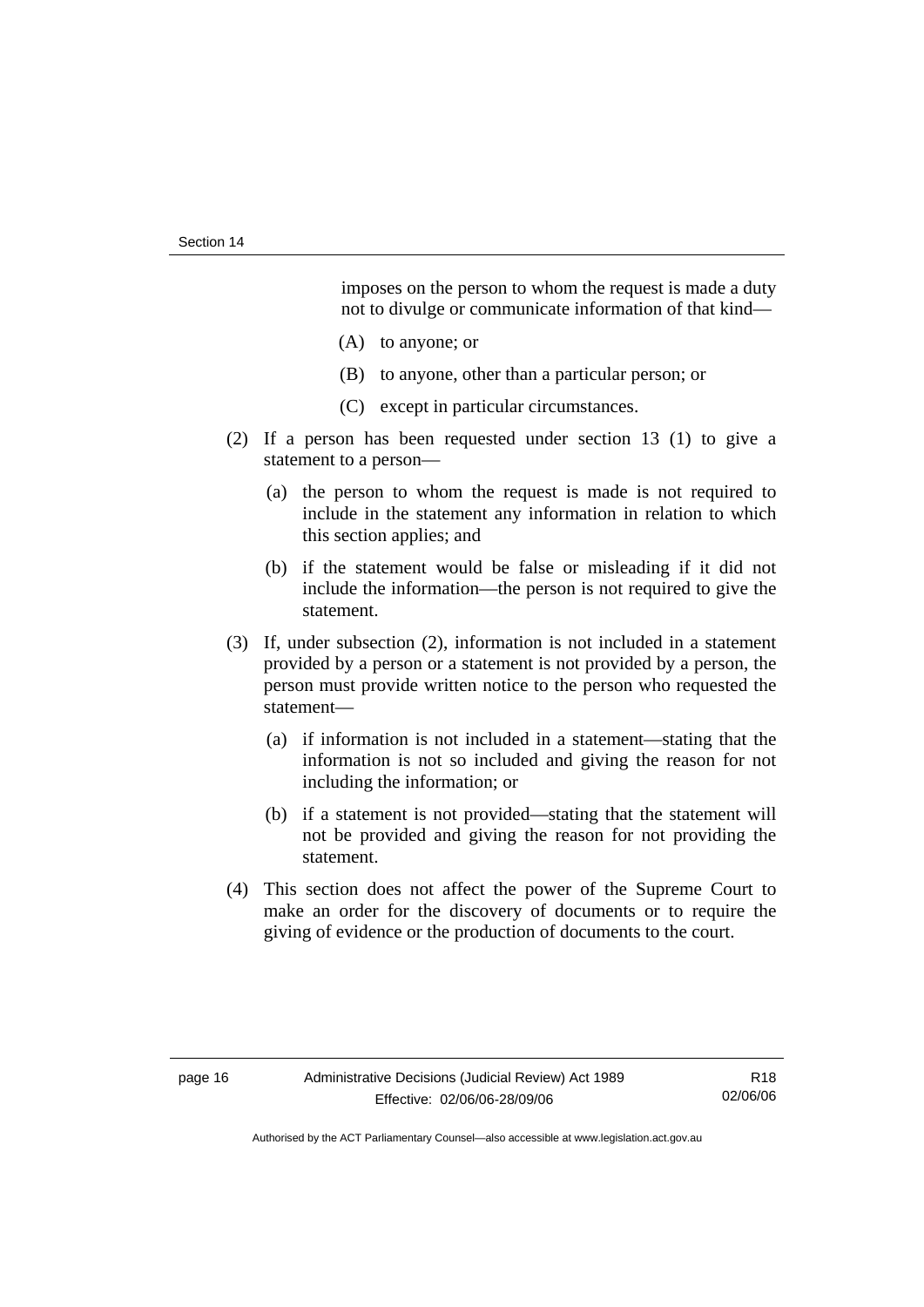imposes on the person to whom the request is made a duty not to divulge or communicate information of that kind—

(A) to anyone; or

(B) to anyone, other than a particular person; or

(C) except in particular circumstances.

(2) If a person has been requested under section 13 (1) to give a statement to a person—

(a) the person to whom the request is made is not required to include in the statement any information in relation to which this section applies; and

(b) if the statement would be false or misleading if it did not include the information—the person is not required to give the statement.

(3) If, under subsection (2), information is not included in a statement provided by a person or a statement is not provided by a person, the person must provide written notice to the person who requested the statement—

(a) if information is not included in a statement—stating that the information is not so included and giving the reason for not including the information; or

(b) if a statement is not provided—stating that the statement will not be provided and giving the reason for not providing the statement.

(4) This section does not affect the power of the Supreme Court to make an order for the discovery of documents or to require the giving of evidence or the production of documents to the court.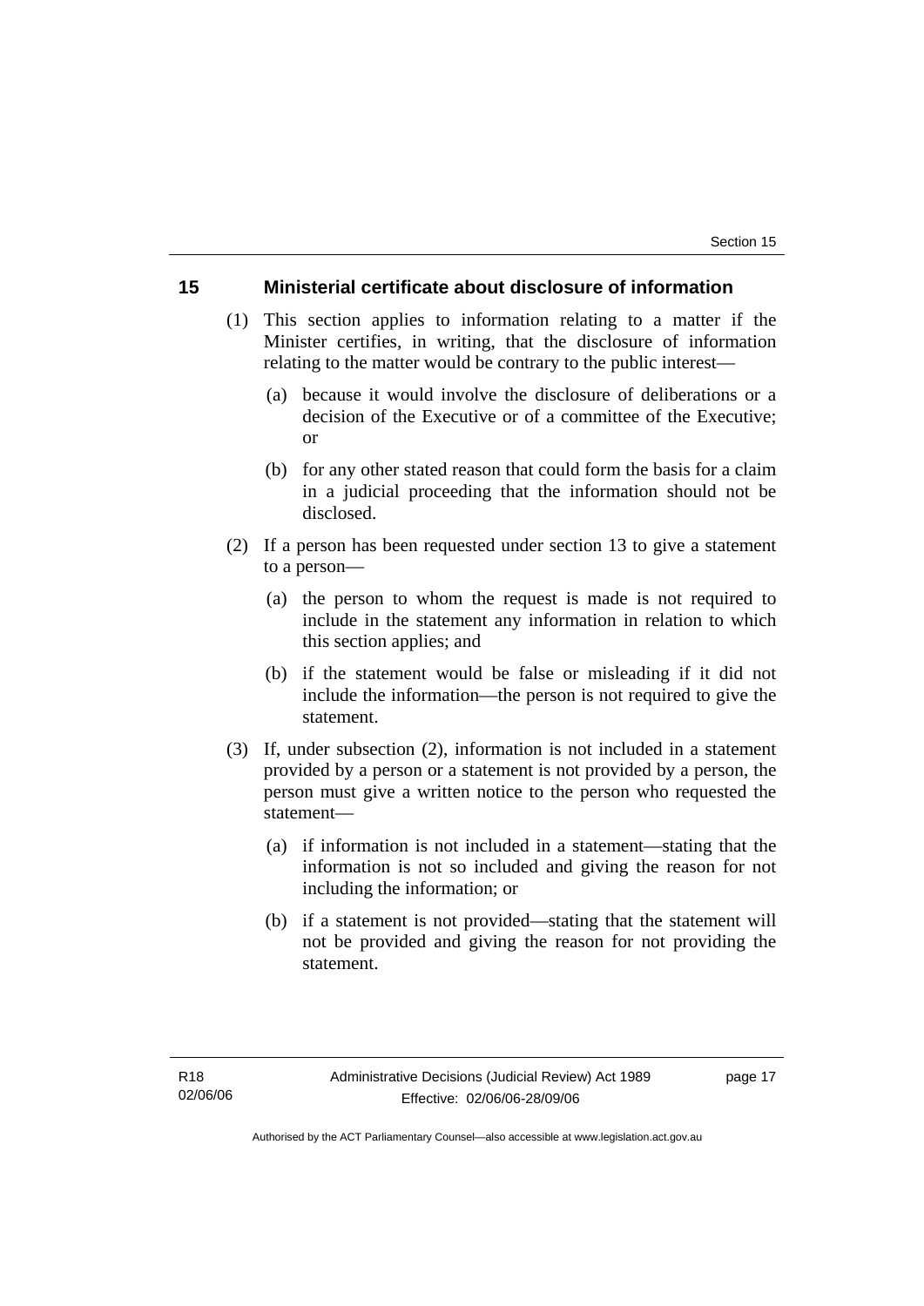## 15 Ministerial certificate about disclosure of information

(1) This section applies to information relating to a matter if the Minister certifies, in writing, that the disclosure of information relating to the matter would be contrary to the public interest—

(a) because it would involve the disclosure of deliberations or a decision of the Executive or of a committee of the Executive; or

(b) for any other stated reason that could form the basis for a claim in a judicial proceeding that the information should not be disclosed.

(2) If a person has been requested under section 13 to give a statement to a person—

(a) the person to whom the request is made is not required to include in the statement any information in relation to which this section applies; and

(b) if the statement would be false or misleading if it did not include the information—the person is not required to give the statement.

(3) If, under subsection (2), information is not included in a statement provided by a person or a statement is not provided by a person, the person must give a written notice to the person who requested the statement—

(a) if information is not included in a statement—stating that the information is not so included and giving the reason for not including the information; or

(b) if a statement is not provided—stating that the statement will not be provided and giving the reason for not providing the statement.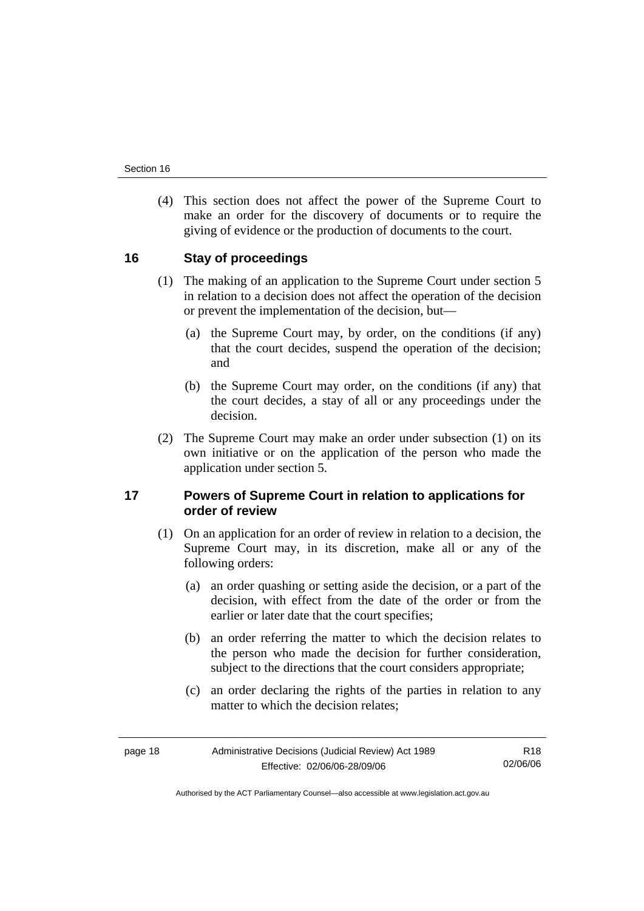(4) This section does not affect the power of the Supreme Court to make an order for the discovery of documents or to require the giving of evidence or the production of documents to the court.

## 16 Stay of proceedings

(1) The making of an application to the Supreme Court under section 5 in relation to a decision does not affect the operation of the decision or prevent the implementation of the decision, but—

(a) the Supreme Court may, by order, on the conditions (if any) that the court decides, suspend the operation of the decision; and

(b) the Supreme Court may order, on the conditions (if any) that the court decides, a stay of all or any proceedings under the decision.

(2) The Supreme Court may make an order under subsection (1) on its own initiative or on the application of the person who made the application under section 5.

## 17 Powers of Supreme Court in relation to applications for order of review

(1) On an application for an order of review in relation to a decision, the Supreme Court may, in its discretion, make all or any of the following orders:

(a) an order quashing or setting aside the decision, or a part of the decision, with effect from the date of the order or from the earlier or later date that the court specifies;

(b) an order referring the matter to which the decision relates to the person who made the decision for further consideration, subject to the directions that the court considers appropriate;

(c) an order declaring the rights of the parties in relation to any matter to which the decision relates;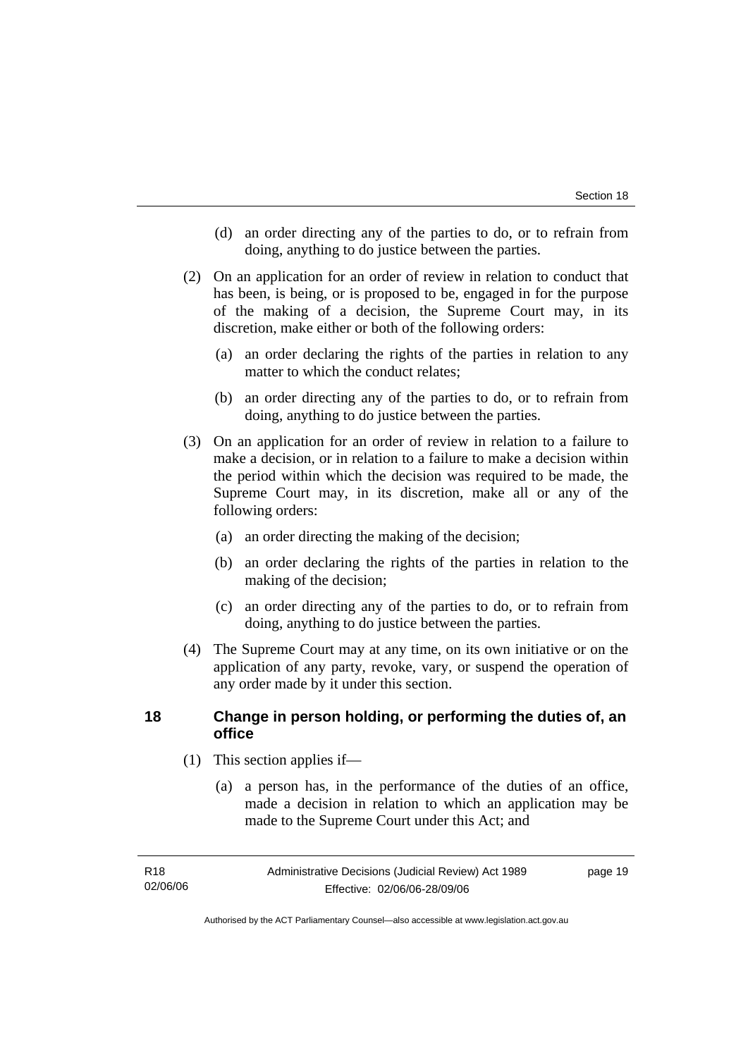(d) an order directing any of the parties to do, or to refrain from doing, anything to do justice between the parties.

(2) On an application for an order of review in relation to conduct that has been, is being, or is proposed to be, engaged in for the purpose of the making of a decision, the Supreme Court may, in its discretion, make either or both of the following orders:

(a) an order declaring the rights of the parties in relation to any matter to which the conduct relates;

(b) an order directing any of the parties to do, or to refrain from doing, anything to do justice between the parties.

(3) On an application for an order of review in relation to a failure to make a decision, or in relation to a failure to make a decision within the period within which the decision was required to be made, the Supreme Court may, in its discretion, make all or any of the following orders:

(a) an order directing the making of the decision;

(b) an order declaring the rights of the parties in relation to the making of the decision;

(c) an order directing any of the parties to do, or to refrain from doing, anything to do justice between the parties.

(4) The Supreme Court may at any time, on its own initiative or on the application of any party, revoke, vary, or suspend the operation of any order made by it under this section.

## 18 Change in person holding, or performing the duties of, an office

(1) This section applies if—

(a) a person has, in the performance of the duties of an office, made a decision in relation to which an application may be made to the Supreme Court under this Act; and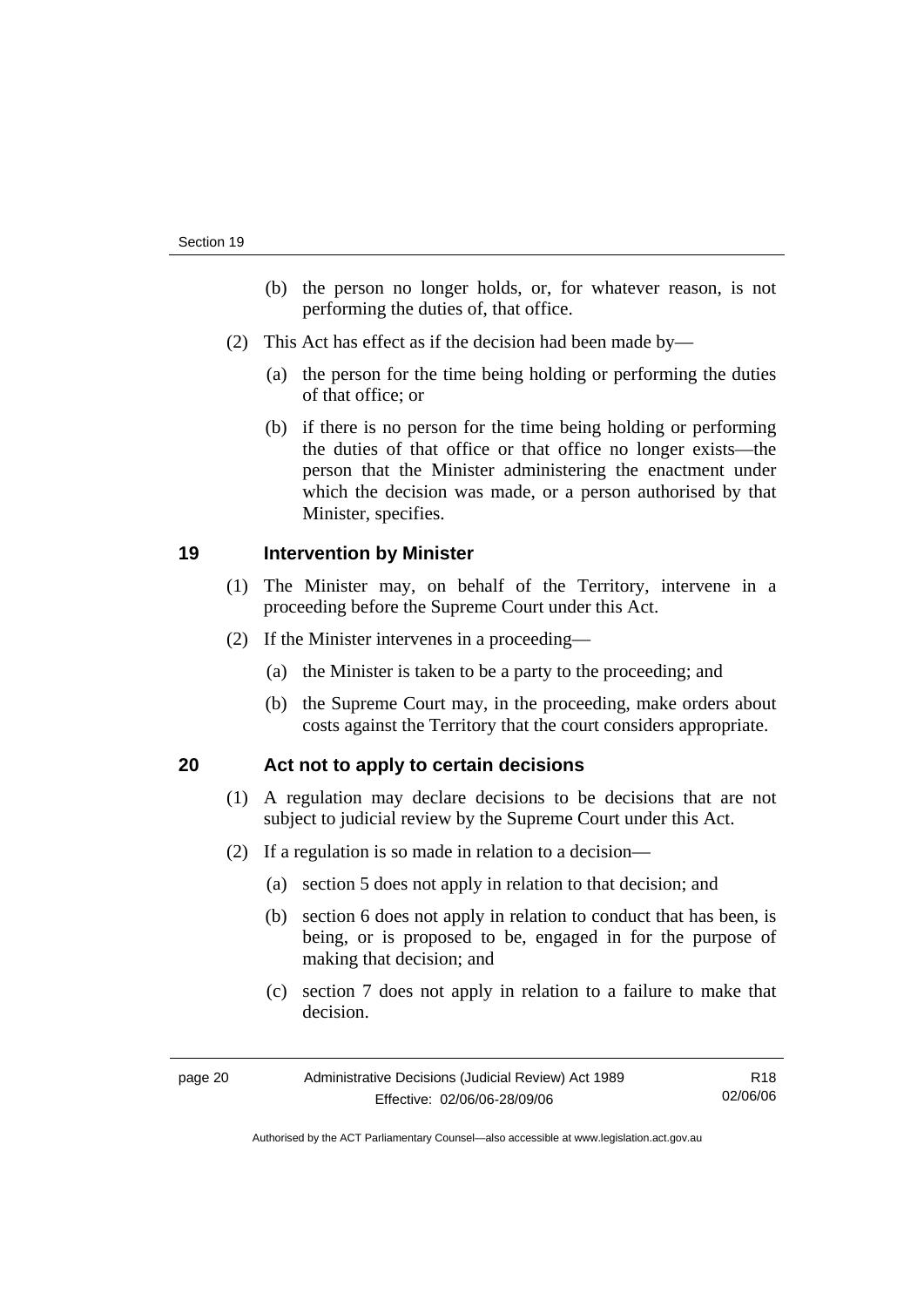(b) the person no longer holds, or, for whatever reason, is not performing the duties of, that office.

(2) This Act has effect as if the decision had been made by—

(a) the person for the time being holding or performing the duties of that office; or

(b) if there is no person for the time being holding or performing the duties of that office or that office no longer exists—the person that the Minister administering the enactment under which the decision was made, or a person authorised by that Minister, specifies.

## 19 Intervention by Minister

(1) The Minister may, on behalf of the Territory, intervene in a proceeding before the Supreme Court under this Act.

(2) If the Minister intervenes in a proceeding—

(a) the Minister is taken to be a party to the proceeding; and

(b) the Supreme Court may, in the proceeding, make orders about costs against the Territory that the court considers appropriate.

## 20 Act not to apply to certain decisions

(1) A regulation may declare decisions to be decisions that are not subject to judicial review by the Supreme Court under this Act.

(2) If a regulation is so made in relation to a decision—

(a) section 5 does not apply in relation to that decision; and

(b) section 6 does not apply in relation to conduct that has been, is being, or is proposed to be, engaged in for the purpose of making that decision; and

(c) section 7 does not apply in relation to a failure to make that decision.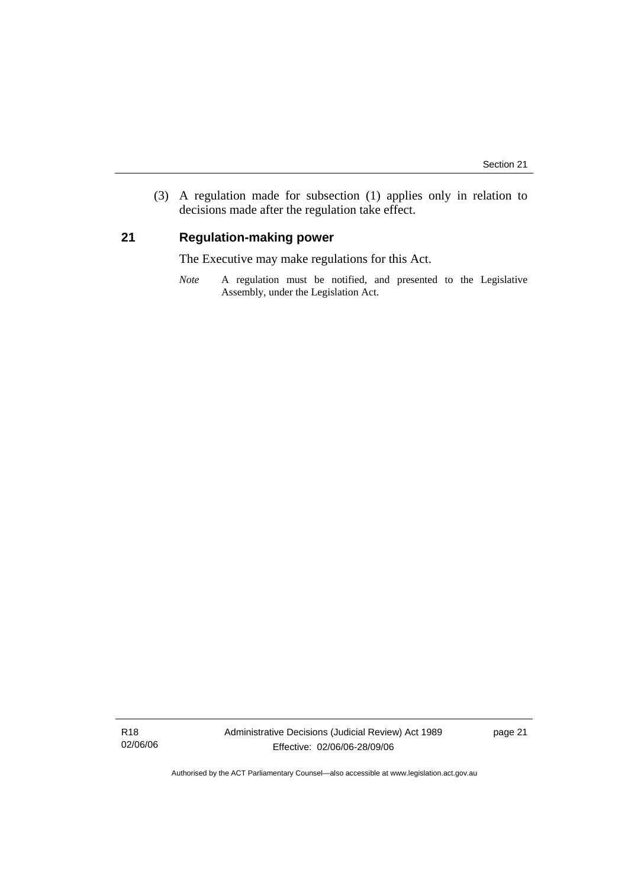(3) A regulation made for subsection (1) applies only in relation to decisions made after the regulation take effect.

## 21 Regulation-making power

The Executive may make regulations for this Act.

*Note* A regulation must be notified, and presented to the Legislative Assembly, under the Legislation Act.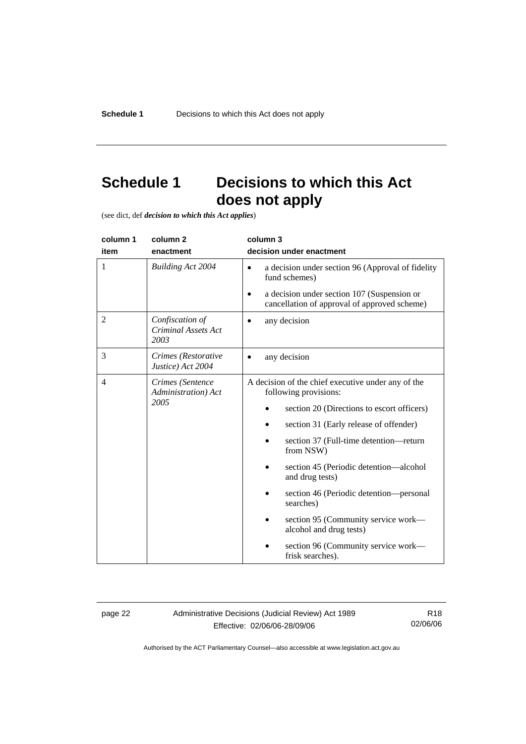# Schedule 1 Decisions to which this Act does not apply

(see dict, def ***decision to which this Act applies***)

| column 1<br>item | column 2<br>enactment | column 3<br>decision under enactment |
|---|---|---|
| 1 | *Building Act 2004* | • a decision under section 96 (Approval of fidelity fund schemes)<br>• a decision under section 107 (Suspension or cancellation of approval of approved scheme) |
| 2 | *Confiscation of Criminal Assets Act 2003* | • any decision |
| 3 | *Crimes (Restorative Justice) Act 2004* | • any decision |
| 4 | *Crimes (Sentence Administration) Act 2005* | A decision of the chief executive under any of the following provisions:<br>• section 20 (Directions to escort officers)<br>• section 31 (Early release of offender)<br>• section 37 (Full-time detention—return from NSW)<br>• section 45 (Periodic detention—alcohol and drug tests)<br>• section 46 (Periodic detention—personal searches)<br>• section 95 (Community service work—alcohol and drug tests)<br>• section 96 (Community service work—frisk searches). |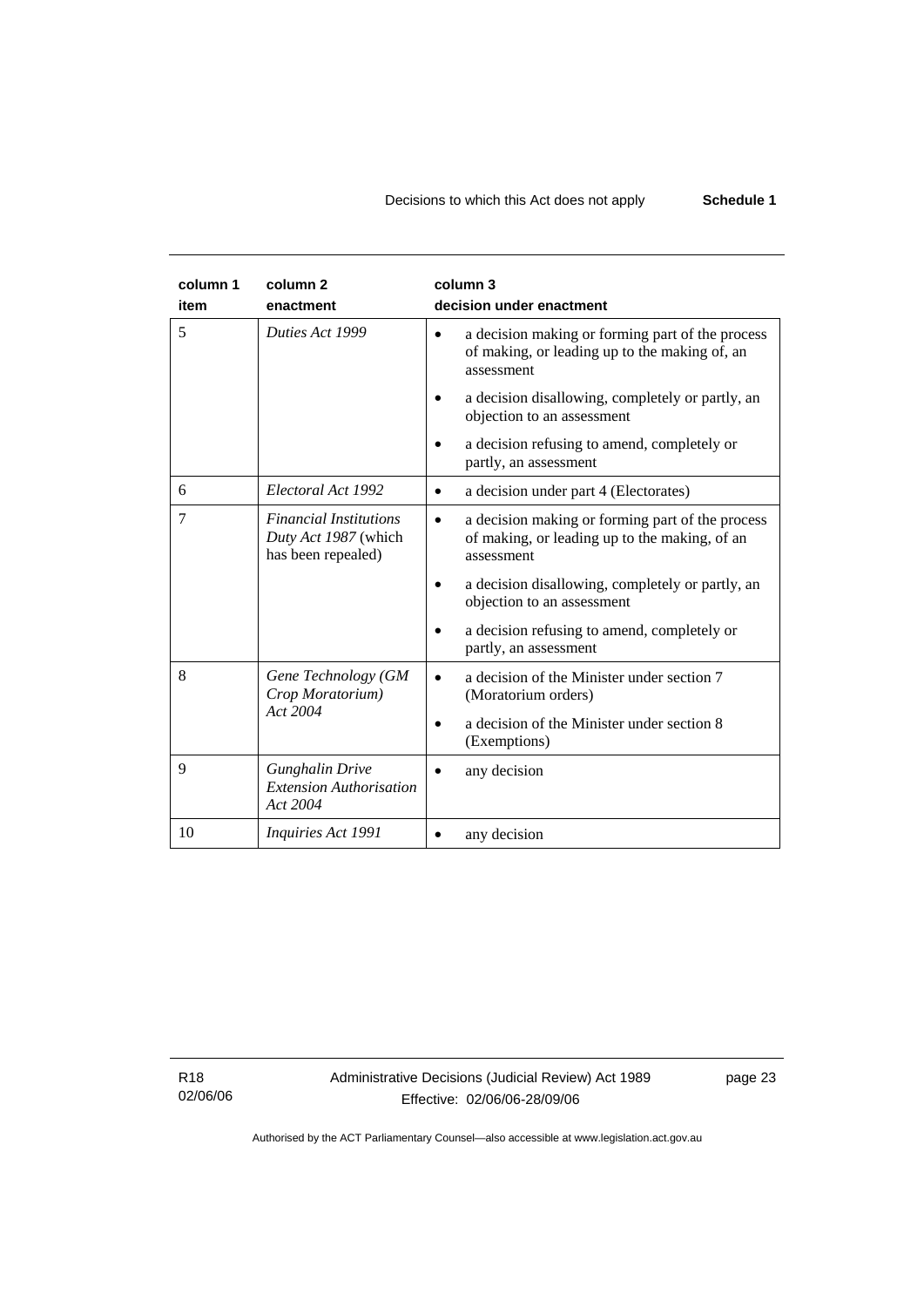| column 1 item | column 2 enactment | column 3 decision under enactment |
|---|---|---|
| 5 | *Duties Act 1999* | • a decision making or forming part of the process of making, or leading up to the making of, an assessment<br>• a decision disallowing, completely or partly, an objection to an assessment<br>• a decision refusing to amend, completely or partly, an assessment |
| 6 | *Electoral Act 1992* | • a decision under part 4 (Electorates) |
| 7 | *Financial Institutions Duty Act 1987* (which has been repealed) | • a decision making or forming part of the process of making, or leading up to the making, of an assessment<br>• a decision disallowing, completely or partly, an objection to an assessment<br>• a decision refusing to amend, completely or partly, an assessment |
| 8 | *Gene Technology (GM Crop Moratorium) Act 2004* | • a decision of the Minister under section 7 (Moratorium orders)<br>• a decision of the Minister under section 8 (Exemptions) |
| 9 | *Gunghalin Drive Extension Authorisation Act 2004* | • any decision |
| 10 | *Inquiries Act 1991* | • any decision |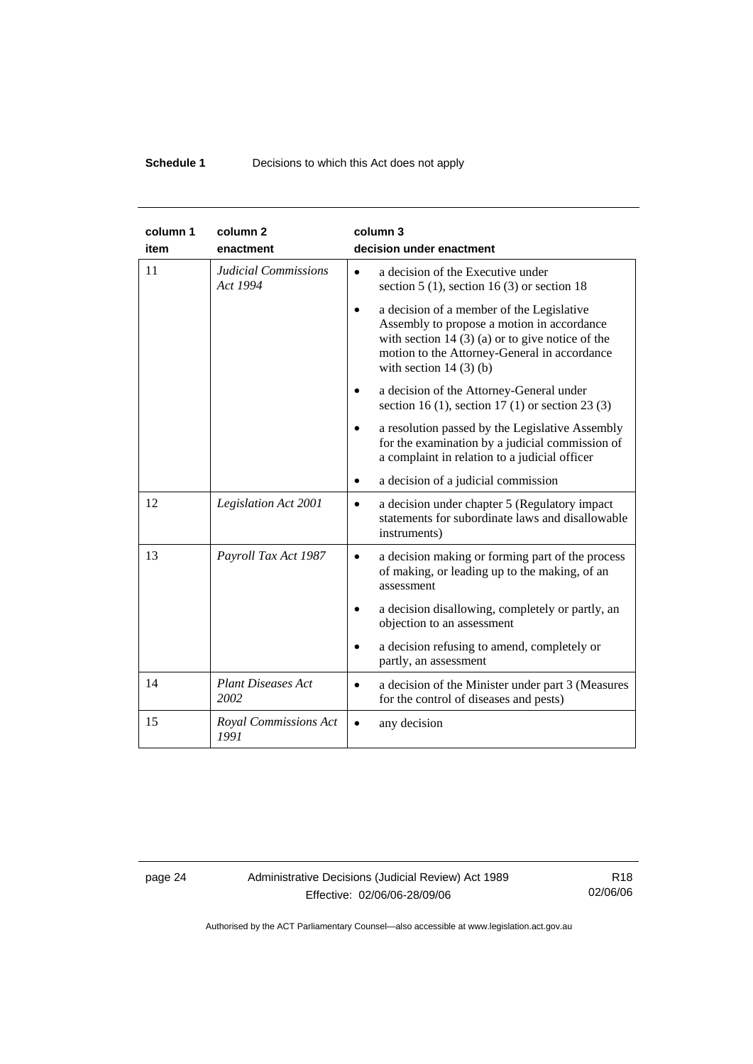**Schedule 1** Decisions to which this Act does not apply

| column 1<br>item | column 2<br>enactment | column 3<br>decision under enactment |
|---|---|---|
| 11 | *Judicial Commissions Act 1994* | • a decision of the Executive under section 5 (1), section 16 (3) or section 18<br>• a decision of a member of the Legislative Assembly to propose a motion in accordance with section 14 (3) (a) or to give notice of the motion to the Attorney-General in accordance with section 14 (3) (b)<br>• a decision of the Attorney-General under section 16 (1), section 17 (1) or section 23 (3)<br>• a resolution passed by the Legislative Assembly for the examination by a judicial commission of a complaint in relation to a judicial officer<br>• a decision of a judicial commission |
| 12 | *Legislation Act 2001* | • a decision under chapter 5 (Regulatory impact statements for subordinate laws and disallowable instruments) |
| 13 | *Payroll Tax Act 1987* | • a decision making or forming part of the process of making, or leading up to the making, of an assessment<br>• a decision disallowing, completely or partly, an objection to an assessment<br>• a decision refusing to amend, completely or partly, an assessment |
| 14 | *Plant Diseases Act 2002* | • a decision of the Minister under part 3 (Measures for the control of diseases and pests) |
| 15 | *Royal Commissions Act 1991* | • any decision |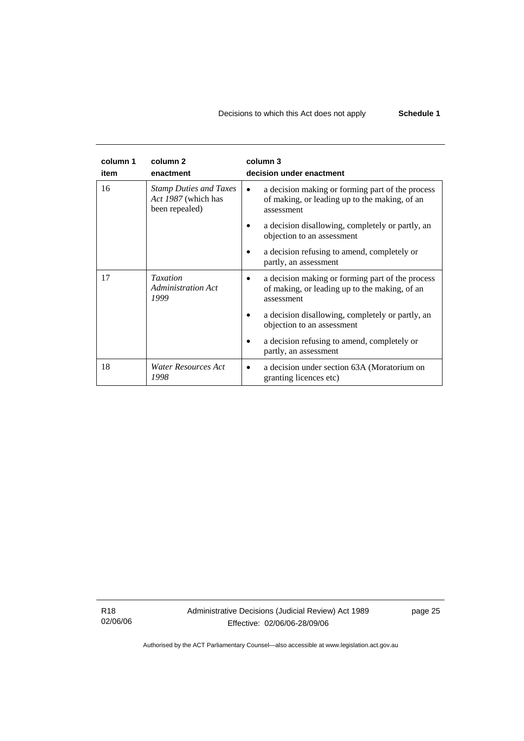| column 1<br>item | column 2<br>enactment | column 3<br>decision under enactment |
|---|---|---|
| 16 | *Stamp Duties and Taxes Act 1987* (which has been repealed) | • a decision making or forming part of the process of making, or leading up to the making, of an assessment<br>• a decision disallowing, completely or partly, an objection to an assessment<br>• a decision refusing to amend, completely or partly, an assessment |
| 17 | *Taxation Administration Act 1999* | • a decision making or forming part of the process of making, or leading up to the making, of an assessment<br>• a decision disallowing, completely or partly, an objection to an assessment<br>• a decision refusing to amend, completely or partly, an assessment |
| 18 | *Water Resources Act 1998* | • a decision under section 63A (Moratorium on granting licences etc) |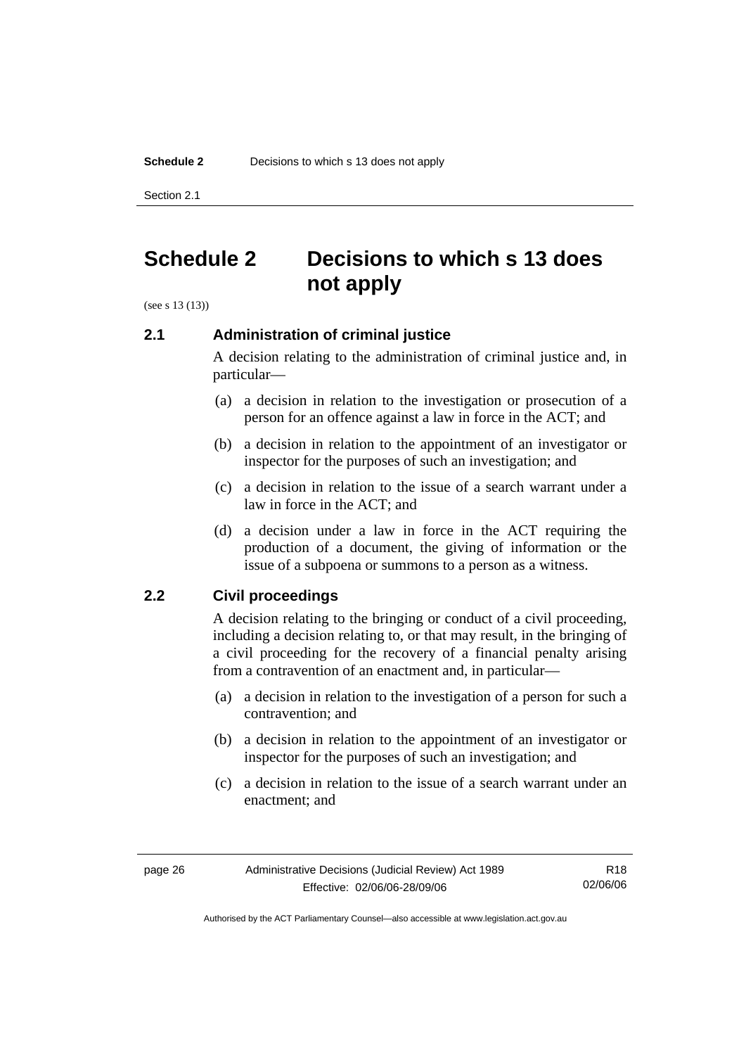# Schedule 2 Decisions to which s 13 does not apply

(see s 13 (13))

## 2.1 Administration of criminal justice

A decision relating to the administration of criminal justice and, in particular—

(a) a decision in relation to the investigation or prosecution of a person for an offence against a law in force in the ACT; and

(b) a decision in relation to the appointment of an investigator or inspector for the purposes of such an investigation; and

(c) a decision in relation to the issue of a search warrant under a law in force in the ACT; and

(d) a decision under a law in force in the ACT requiring the production of a document, the giving of information or the issue of a subpoena or summons to a person as a witness.

## 2.2 Civil proceedings

A decision relating to the bringing or conduct of a civil proceeding, including a decision relating to, or that may result, in the bringing of a civil proceeding for the recovery of a financial penalty arising from a contravention of an enactment and, in particular—

(a) a decision in relation to the investigation of a person for such a contravention; and

(b) a decision in relation to the appointment of an investigator or inspector for the purposes of such an investigation; and

(c) a decision in relation to the issue of a search warrant under an enactment; and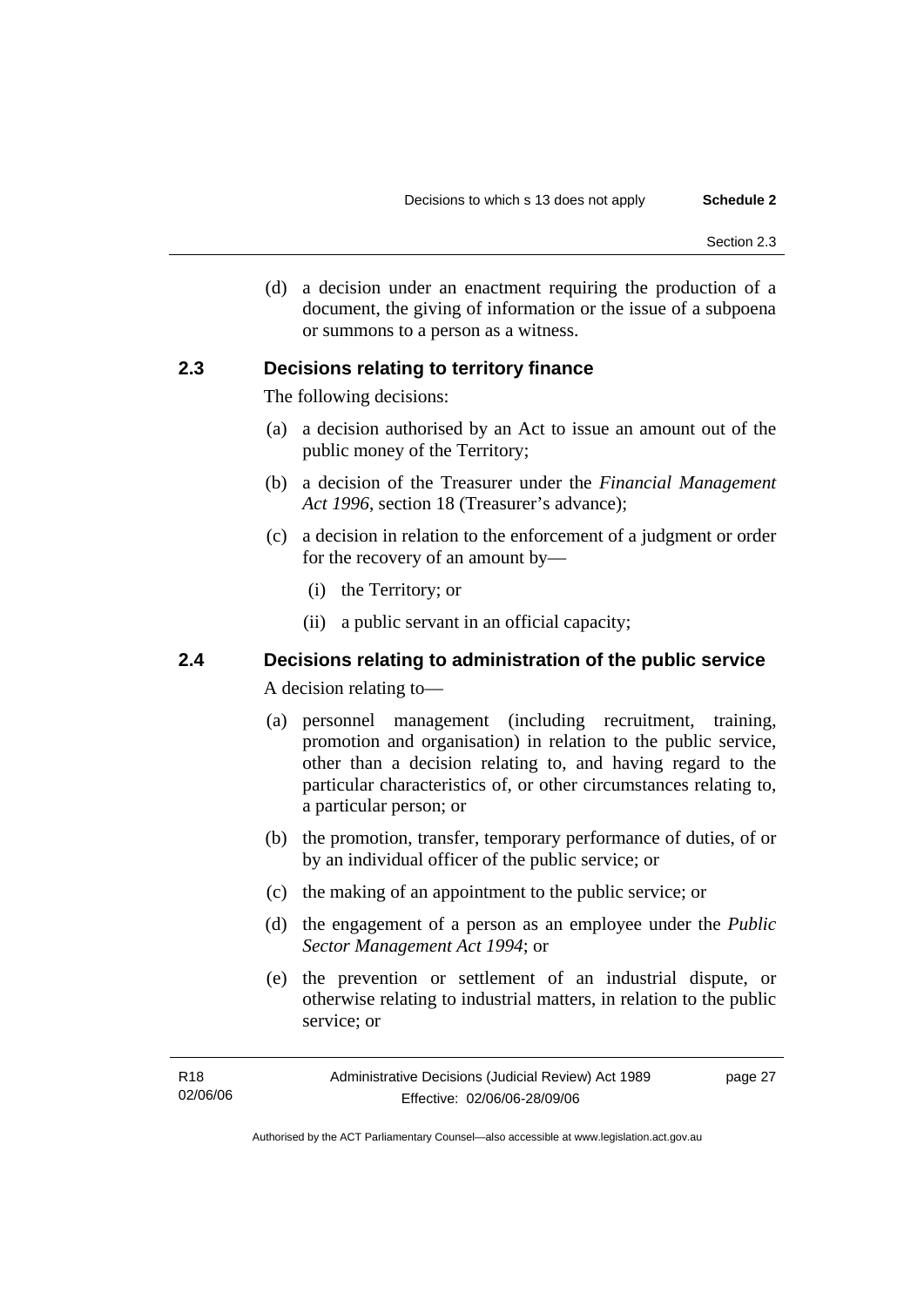(d) a decision under an enactment requiring the production of a document, the giving of information or the issue of a subpoena or summons to a person as a witness.

### 2.3 Decisions relating to territory finance

The following decisions:

(a) a decision authorised by an Act to issue an amount out of the public money of the Territory;

(b) a decision of the Treasurer under the *Financial Management Act 1996*, section 18 (Treasurer's advance);

(c) a decision in relation to the enforcement of a judgment or order for the recovery of an amount by—

  (i) the Territory; or

  (ii) a public servant in an official capacity;

### 2.4 Decisions relating to administration of the public service

A decision relating to—

(a) personnel management (including recruitment, training, promotion and organisation) in relation to the public service, other than a decision relating to, and having regard to the particular characteristics of, or other circumstances relating to, a particular person; or

(b) the promotion, transfer, temporary performance of duties, of or by an individual officer of the public service; or

(c) the making of an appointment to the public service; or

(d) the engagement of a person as an employee under the *Public Sector Management Act 1994*; or

(e) the prevention or settlement of an industrial dispute, or otherwise relating to industrial matters, in relation to the public service; or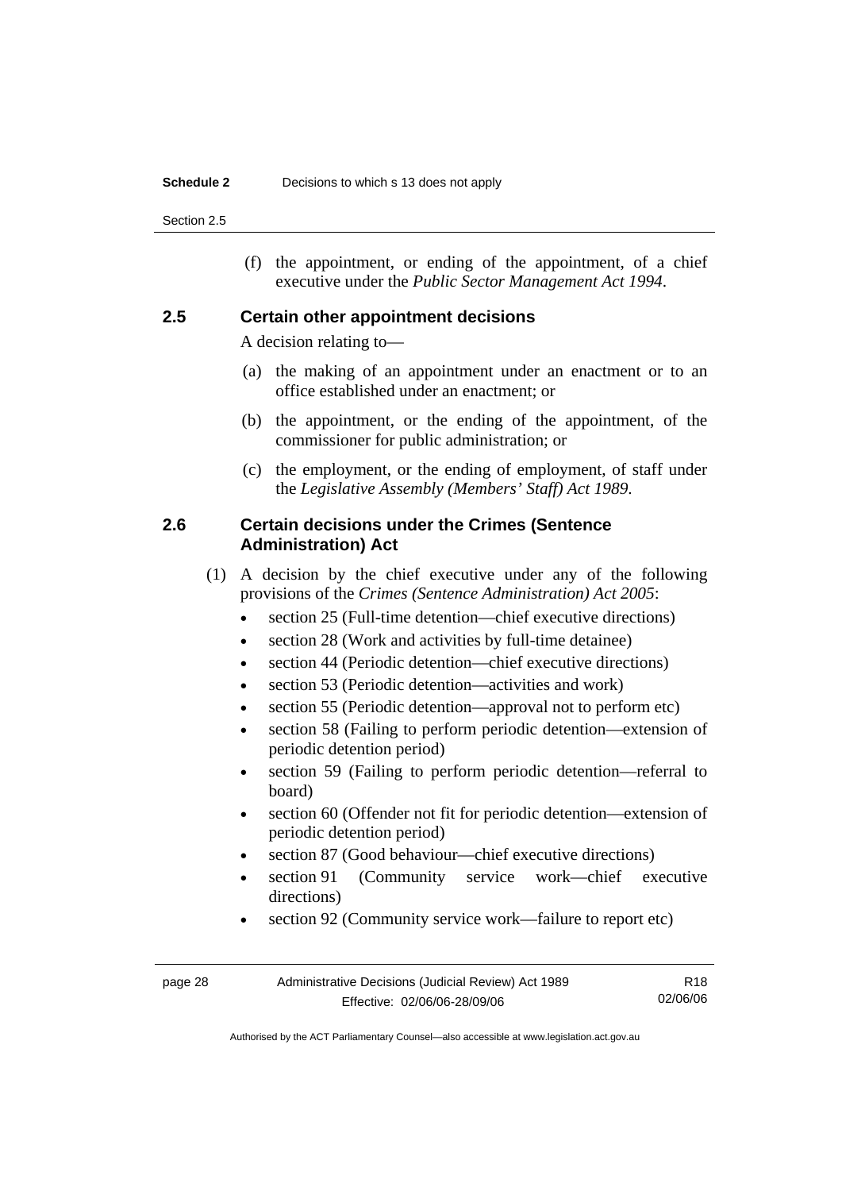(f) the appointment, or ending of the appointment, of a chief executive under the *Public Sector Management Act 1994*.

### 2.5 Certain other appointment decisions

A decision relating to—

(a) the making of an appointment under an enactment or to an office established under an enactment; or

(b) the appointment, or the ending of the appointment, of the commissioner for public administration; or

(c) the employment, or the ending of employment, of staff under the *Legislative Assembly (Members' Staff) Act 1989*.

### 2.6 Certain decisions under the Crimes (Sentence Administration) Act

(1) A decision by the chief executive under any of the following provisions of the *Crimes (Sentence Administration) Act 2005*:

- section 25 (Full-time detention—chief executive directions)
- section 28 (Work and activities by full-time detainee)
- section 44 (Periodic detention—chief executive directions)
- section 53 (Periodic detention—activities and work)
- section 55 (Periodic detention—approval not to perform etc)
- section 58 (Failing to perform periodic detention—extension of periodic detention period)
- section 59 (Failing to perform periodic detention—referral to board)
- section 60 (Offender not fit for periodic detention—extension of periodic detention period)
- section 87 (Good behaviour—chief executive directions)
- section 91 (Community service work—chief executive directions)
- section 92 (Community service work—failure to report etc)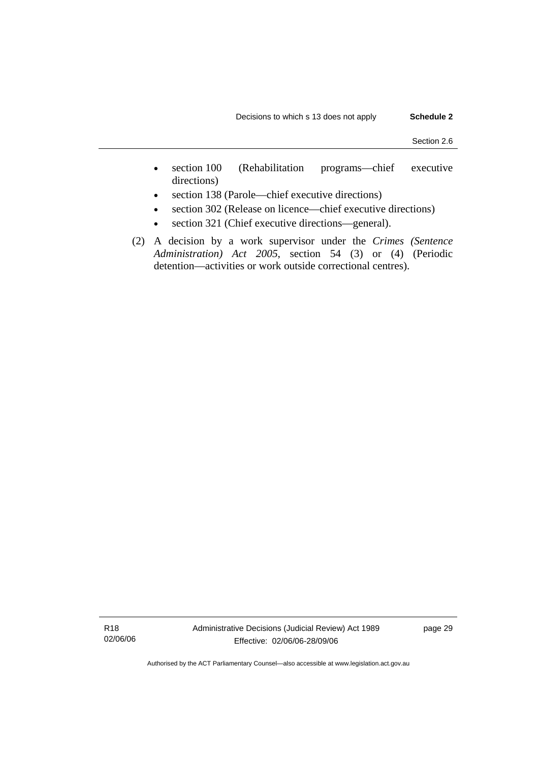- section 100 (Rehabilitation programs—chief executive directions)
- section 138 (Parole—chief executive directions)
- section 302 (Release on licence—chief executive directions)
- section 321 (Chief executive directions—general).

(2) A decision by a work supervisor under the *Crimes (Sentence Administration) Act 2005*, section 54 (3) or (4) (Periodic detention—activities or work outside correctional centres).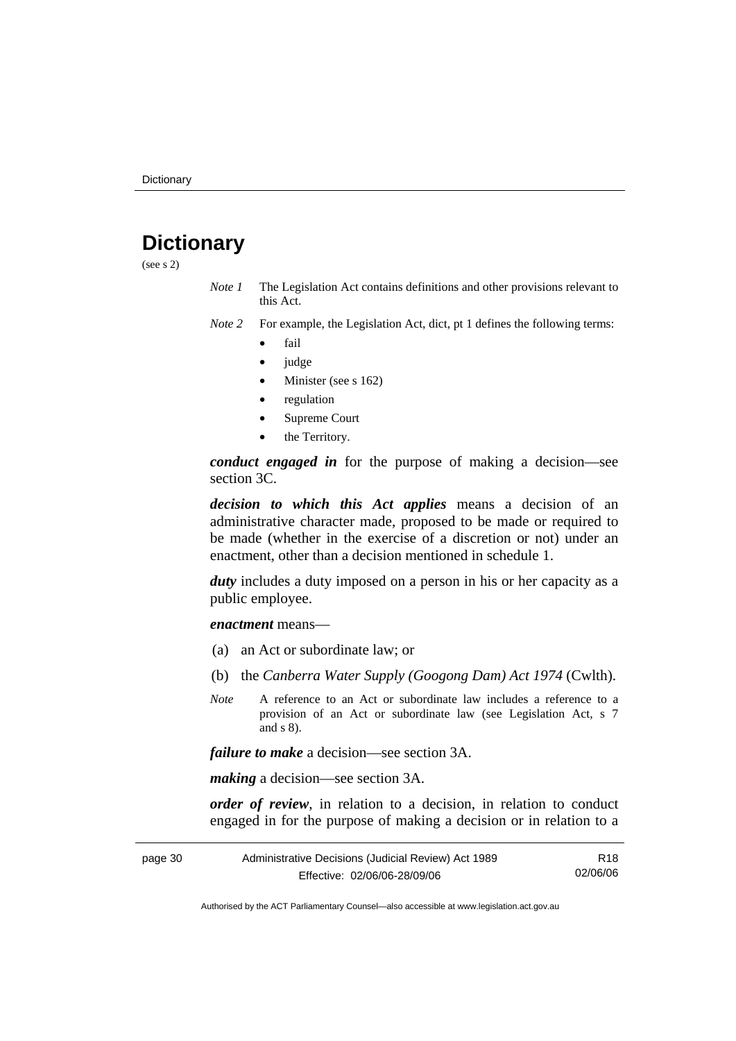# Dictionary

(see s 2)

*Note 1* The Legislation Act contains definitions and other provisions relevant to this Act.

*Note 2* For example, the Legislation Act, dict, pt 1 defines the following terms:

- fail
- judge
- Minister (see s 162)
- regulation
- Supreme Court
- the Territory.

***conduct engaged in*** for the purpose of making a decision—see section 3C.

***decision to which this Act applies*** means a decision of an administrative character made, proposed to be made or required to be made (whether in the exercise of a discretion or not) under an enactment, other than a decision mentioned in schedule 1.

***duty*** includes a duty imposed on a person in his or her capacity as a public employee.

***enactment*** means—

(a) an Act or subordinate law; or

(b) the *Canberra Water Supply (Googong Dam) Act 1974* (Cwlth).

*Note* A reference to an Act or subordinate law includes a reference to a provision of an Act or subordinate law (see Legislation Act, s 7 and s 8).

***failure to make*** a decision—see section 3A.

***making*** a decision—see section 3A.

***order of review***, in relation to a decision, in relation to conduct engaged in for the purpose of making a decision or in relation to a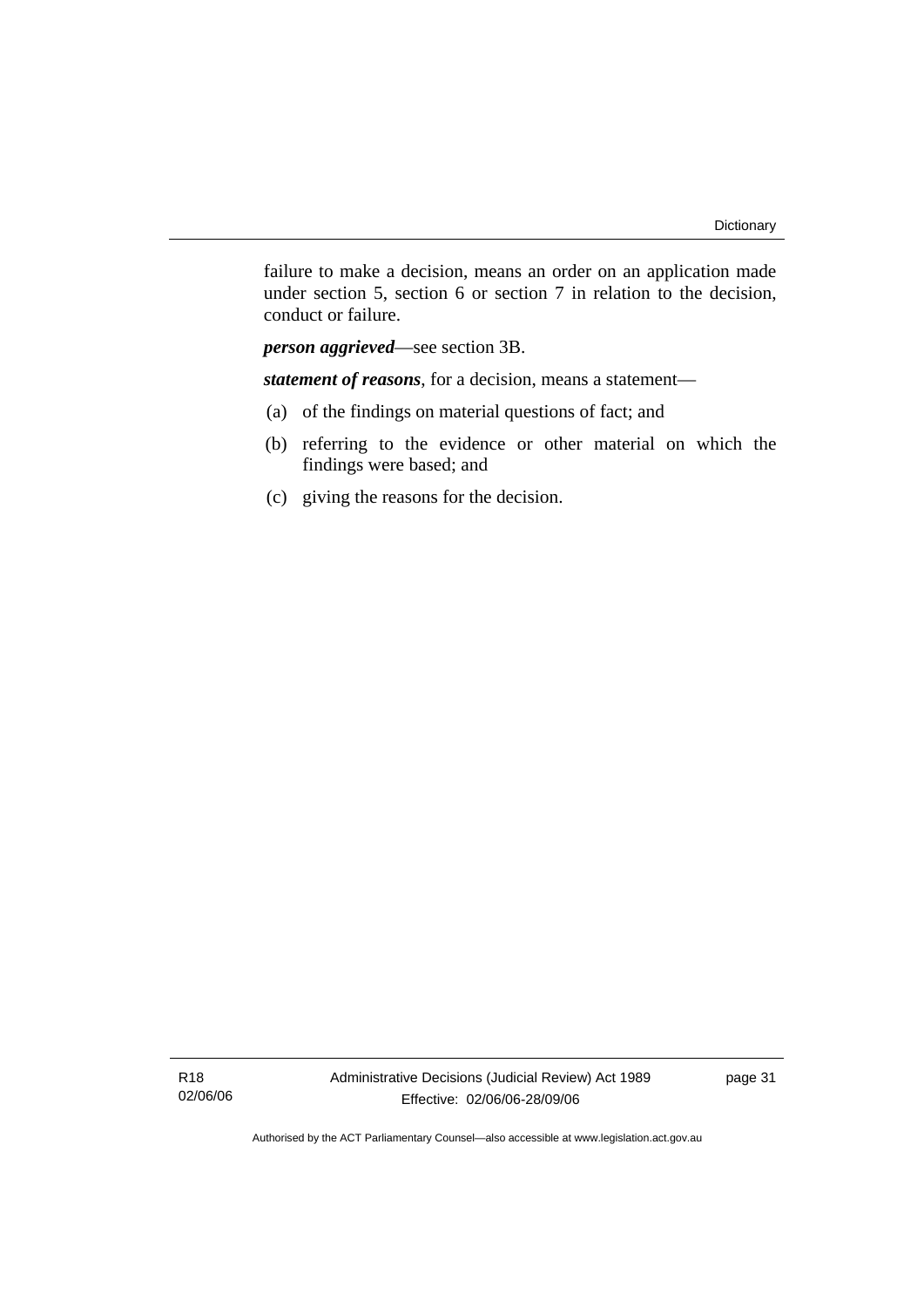failure to make a decision, means an order on an application made under section 5, section 6 or section 7 in relation to the decision, conduct or failure.

***person aggrieved***—see section 3B.

***statement of reasons***, for a decision, means a statement—

(a) of the findings on material questions of fact; and

(b) referring to the evidence or other material on which the findings were based; and

(c) giving the reasons for the decision.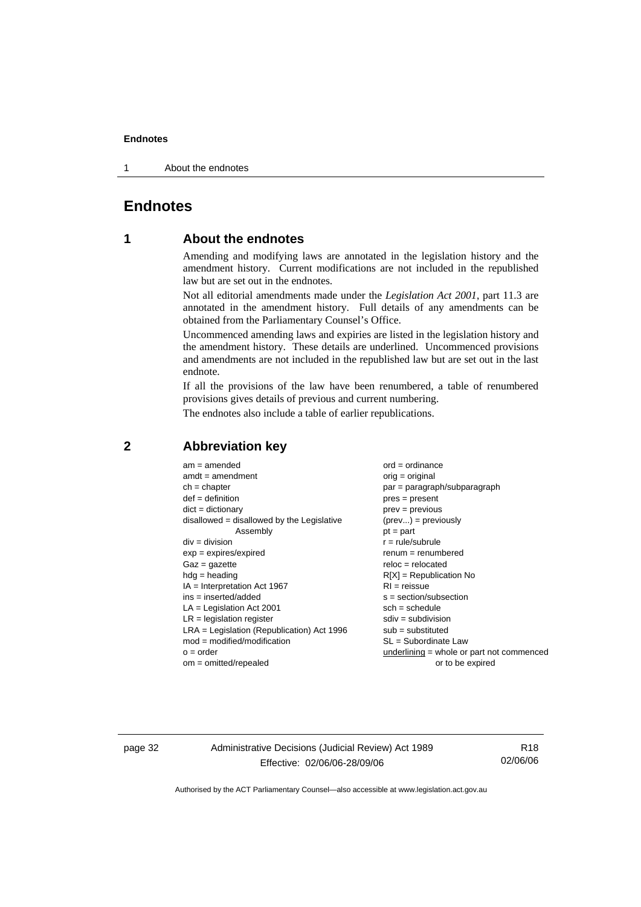# Endnotes

## 1 About the endnotes

Amending and modifying laws are annotated in the legislation history and the amendment history. Current modifications are not included in the republished law but are set out in the endnotes.

Not all editorial amendments made under the *Legislation Act 2001*, part 11.3 are annotated in the amendment history. Full details of any amendments can be obtained from the Parliamentary Counsel's Office.

Uncommenced amending laws and expiries are listed in the legislation history and the amendment history. These details are underlined. Uncommenced provisions and amendments are not included in the republished law but are set out in the last endnote.

If all the provisions of the law have been renumbered, a table of renumbered provisions gives details of previous and current numbering.

The endnotes also include a table of earlier republications.

## 2 Abbreviation key

am = amended
amdt = amendment
ch = chapter
def = definition
dict = dictionary
disallowed = disallowed by the Legislative Assembly
div = division
exp = expires/expired
Gaz = gazette
hdg = heading
IA = Interpretation Act 1967
ins = inserted/added
LA = Legislation Act 2001
LR = legislation register
LRA = Legislation (Republication) Act 1996
mod = modified/modification
o = order
om = omitted/repealed
ord = ordinance
orig = original
par = paragraph/subparagraph
pres = present
prev = previous
(prev...) = previously
pt = part
r = rule/subrule
renum = renumbered
reloc = relocated
R[X] = Republication No
RI = reissue
s = section/subsection
sch = schedule
sdiv = subdivision
sub = substituted
SL = Subordinate Law
underlining = whole or part not commenced or to be expired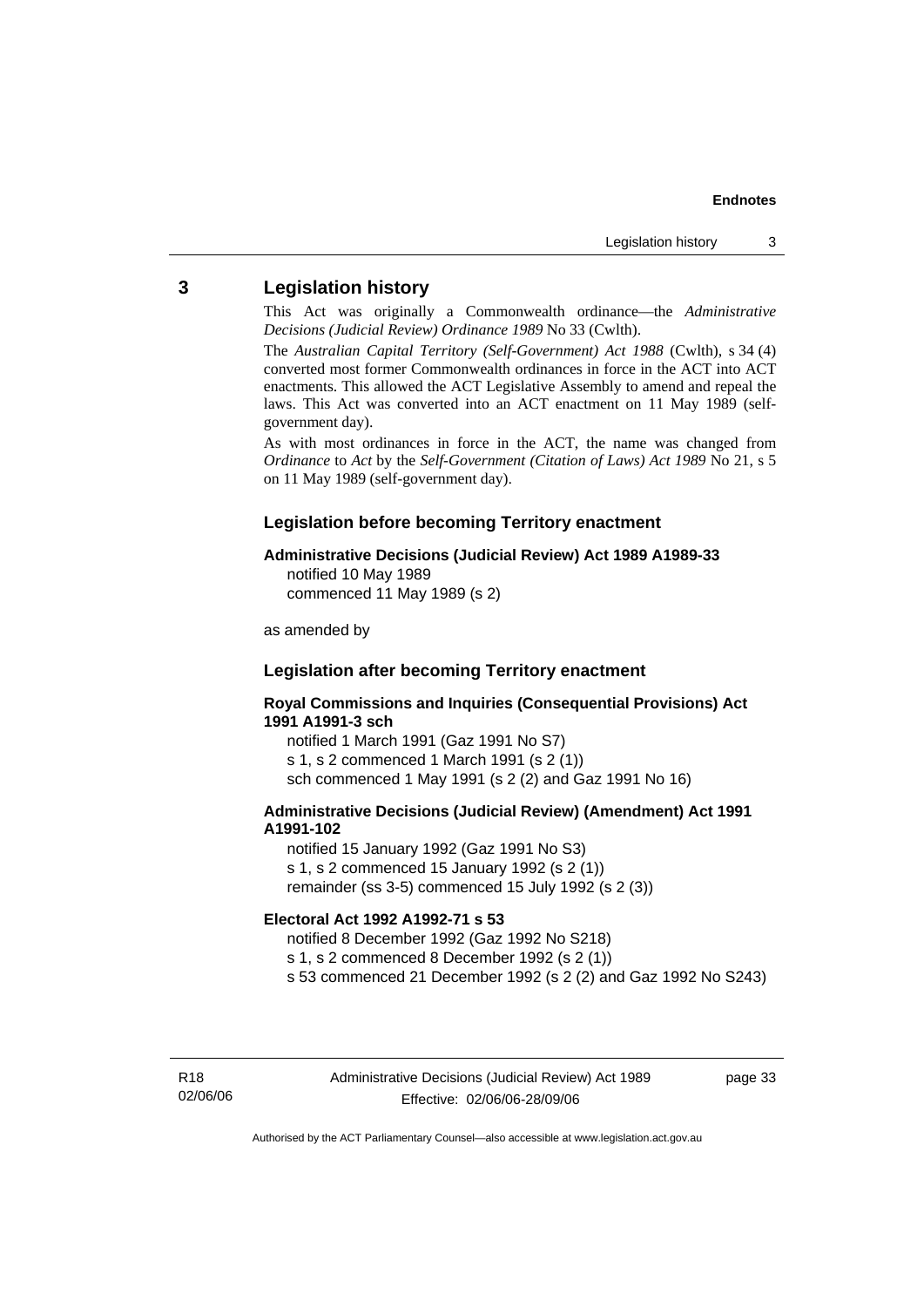## 3 Legislation history

This Act was originally a Commonwealth ordinance—the *Administrative Decisions (Judicial Review) Ordinance 1989* No 33 (Cwlth).

The *Australian Capital Territory (Self-Government) Act 1988* (Cwlth), s 34 (4) converted most former Commonwealth ordinances in force in the ACT into ACT enactments. This allowed the ACT Legislative Assembly to amend and repeal the laws. This Act was converted into an ACT enactment on 11 May 1989 (self-government day).

As with most ordinances in force in the ACT, the name was changed from *Ordinance* to *Act* by the *Self-Government (Citation of Laws) Act 1989* No 21, s 5 on 11 May 1989 (self-government day).

### Legislation before becoming Territory enactment

**Administrative Decisions (Judicial Review) Act 1989 A1989-33**
notified 10 May 1989
commenced 11 May 1989 (s 2)

as amended by

### Legislation after becoming Territory enactment

**Royal Commissions and Inquiries (Consequential Provisions) Act 1991 A1991-3 sch**
notified 1 March 1991 (Gaz 1991 No S7)
s 1, s 2 commenced 1 March 1991 (s 2 (1))
sch commenced 1 May 1991 (s 2 (2) and Gaz 1991 No 16)

**Administrative Decisions (Judicial Review) (Amendment) Act 1991 A1991-102**
notified 15 January 1992 (Gaz 1991 No S3)
s 1, s 2 commenced 15 January 1992 (s 2 (1))
remainder (ss 3-5) commenced 15 July 1992 (s 2 (3))

**Electoral Act 1992 A1992-71 s 53**
notified 8 December 1992 (Gaz 1992 No S218)
s 1, s 2 commenced 8 December 1992 (s 2 (1))
s 53 commenced 21 December 1992 (s 2 (2) and Gaz 1992 No S243)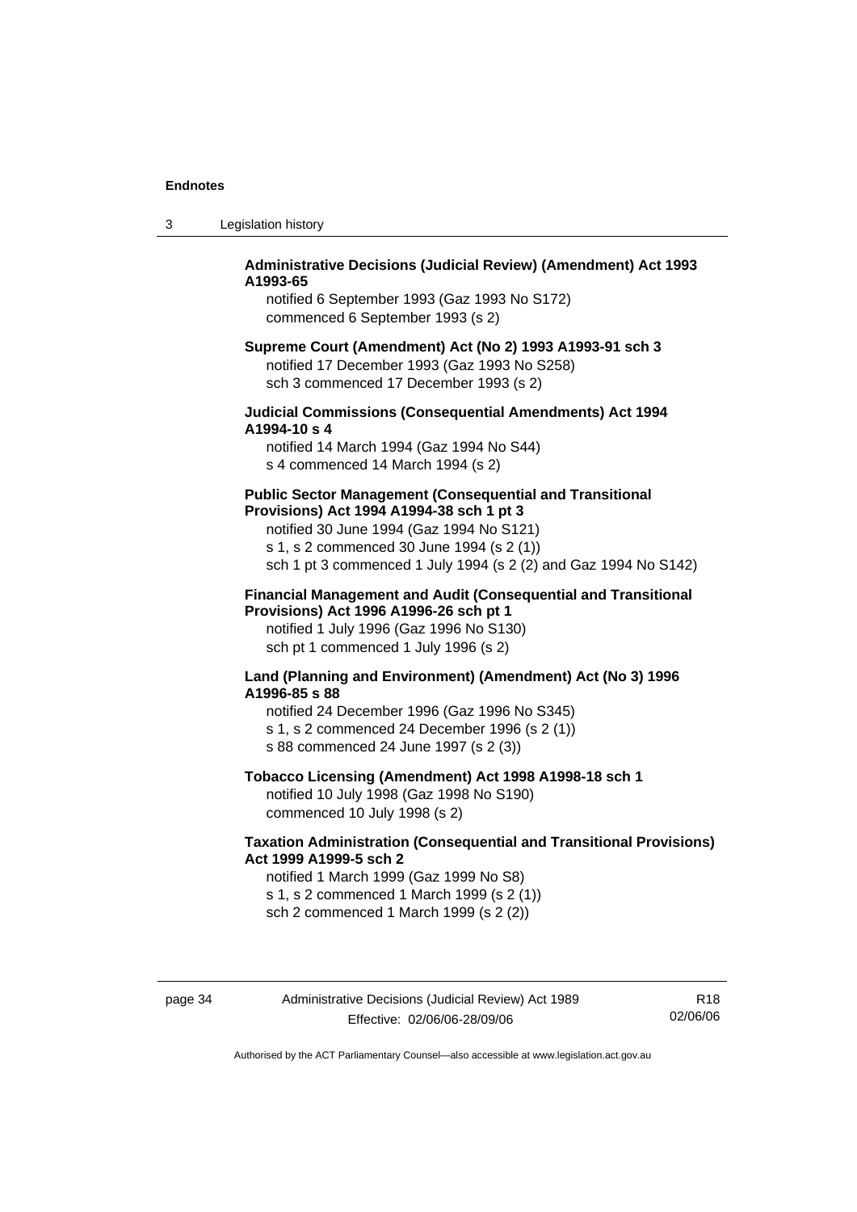**Administrative Decisions (Judicial Review) (Amendment) Act 1993 A1993-65**

notified 6 September 1993 (Gaz 1993 No S172)
commenced 6 September 1993 (s 2)

**Supreme Court (Amendment) Act (No 2) 1993 A1993-91 sch 3**

notified 17 December 1993 (Gaz 1993 No S258)
sch 3 commenced 17 December 1993 (s 2)

**Judicial Commissions (Consequential Amendments) Act 1994 A1994-10 s 4**

notified 14 March 1994 (Gaz 1994 No S44)
s 4 commenced 14 March 1994 (s 2)

**Public Sector Management (Consequential and Transitional Provisions) Act 1994 A1994-38 sch 1 pt 3**

notified 30 June 1994 (Gaz 1994 No S121)
s 1, s 2 commenced 30 June 1994 (s 2 (1))
sch 1 pt 3 commenced 1 July 1994 (s 2 (2) and Gaz 1994 No S142)

**Financial Management and Audit (Consequential and Transitional Provisions) Act 1996 A1996-26 sch pt 1**

notified 1 July 1996 (Gaz 1996 No S130)
sch pt 1 commenced 1 July 1996 (s 2)

**Land (Planning and Environment) (Amendment) Act (No 3) 1996 A1996-85 s 88**

notified 24 December 1996 (Gaz 1996 No S345)
s 1, s 2 commenced 24 December 1996 (s 2 (1))
s 88 commenced 24 June 1997 (s 2 (3))

**Tobacco Licensing (Amendment) Act 1998 A1998-18 sch 1**

notified 10 July 1998 (Gaz 1998 No S190)
commenced 10 July 1998 (s 2)

**Taxation Administration (Consequential and Transitional Provisions) Act 1999 A1999-5 sch 2**

notified 1 March 1999 (Gaz 1999 No S8)
s 1, s 2 commenced 1 March 1999 (s 2 (1))
sch 2 commenced 1 March 1999 (s 2 (2))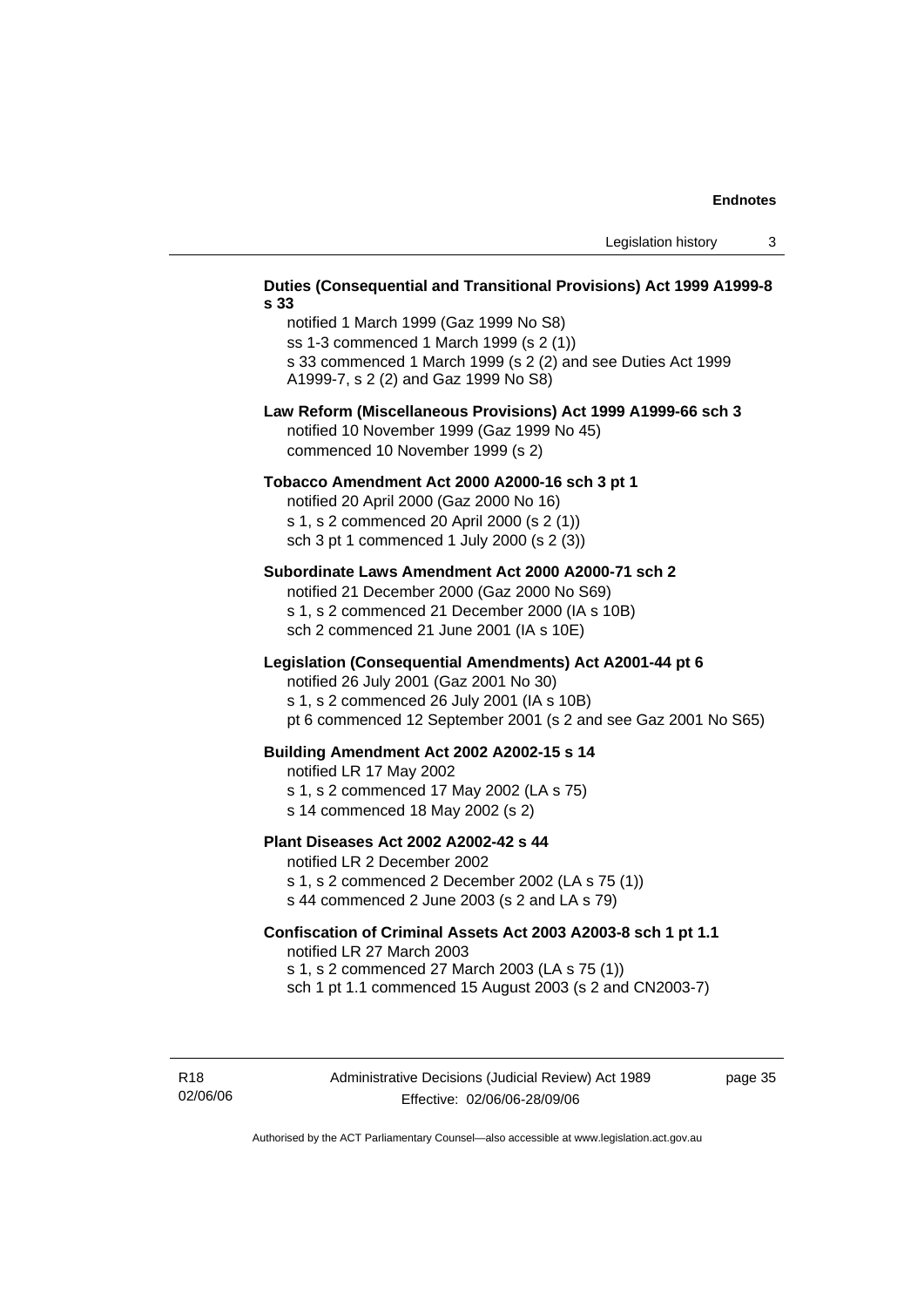**Duties (Consequential and Transitional Provisions) Act 1999 A1999-8 s 33**

notified 1 March 1999 (Gaz 1999 No S8)
ss 1-3 commenced 1 March 1999 (s 2 (1))
s 33 commenced 1 March 1999 (s 2 (2) and see Duties Act 1999 A1999-7, s 2 (2) and Gaz 1999 No S8)

**Law Reform (Miscellaneous Provisions) Act 1999 A1999-66 sch 3**

notified 10 November 1999 (Gaz 1999 No 45)
commenced 10 November 1999 (s 2)

**Tobacco Amendment Act 2000 A2000-16 sch 3 pt 1**

notified 20 April 2000 (Gaz 2000 No 16)
s 1, s 2 commenced 20 April 2000 (s 2 (1))
sch 3 pt 1 commenced 1 July 2000 (s 2 (3))

**Subordinate Laws Amendment Act 2000 A2000-71 sch 2**

notified 21 December 2000 (Gaz 2000 No S69)
s 1, s 2 commenced 21 December 2000 (IA s 10B)
sch 2 commenced 21 June 2001 (IA s 10E)

**Legislation (Consequential Amendments) Act A2001-44 pt 6**

notified 26 July 2001 (Gaz 2001 No 30)
s 1, s 2 commenced 26 July 2001 (IA s 10B)
pt 6 commenced 12 September 2001 (s 2 and see Gaz 2001 No S65)

**Building Amendment Act 2002 A2002-15 s 14**

notified LR 17 May 2002
s 1, s 2 commenced 17 May 2002 (LA s 75)
s 14 commenced 18 May 2002 (s 2)

**Plant Diseases Act 2002 A2002-42 s 44**

notified LR 2 December 2002
s 1, s 2 commenced 2 December 2002 (LA s 75 (1))
s 44 commenced 2 June 2003 (s 2 and LA s 79)

**Confiscation of Criminal Assets Act 2003 A2003-8 sch 1 pt 1.1**

notified LR 27 March 2003
s 1, s 2 commenced 27 March 2003 (LA s 75 (1))
sch 1 pt 1.1 commenced 15 August 2003 (s 2 and CN2003-7)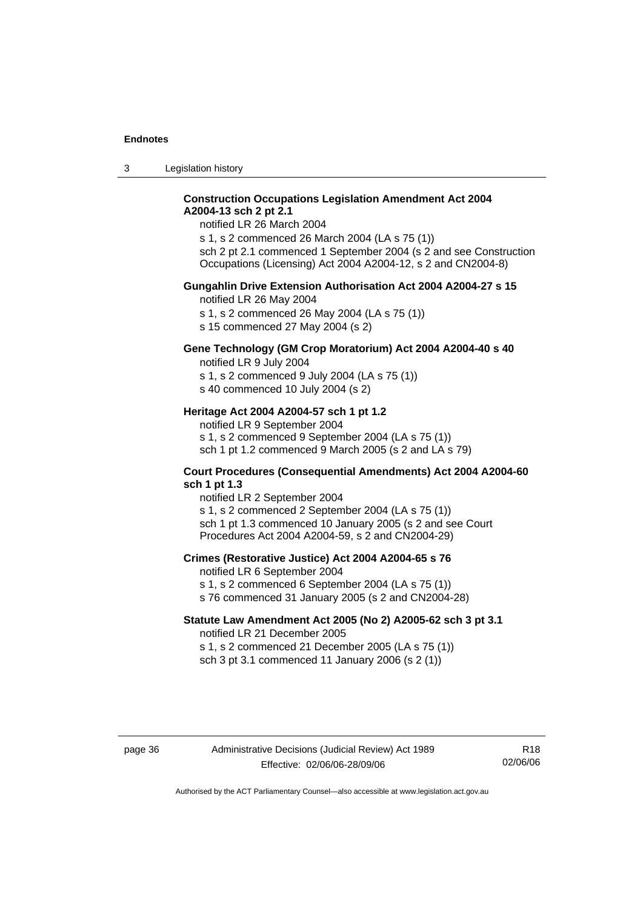**Construction Occupations Legislation Amendment Act 2004 A2004-13 sch 2 pt 2.1**

notified LR 26 March 2004

s 1, s 2 commenced 26 March 2004 (LA s 75 (1))

sch 2 pt 2.1 commenced 1 September 2004 (s 2 and see Construction Occupations (Licensing) Act 2004 A2004-12, s 2 and CN2004-8)

**Gungahlin Drive Extension Authorisation Act 2004 A2004-27 s 15**

notified LR 26 May 2004

s 1, s 2 commenced 26 May 2004 (LA s 75 (1))

s 15 commenced 27 May 2004 (s 2)

**Gene Technology (GM Crop Moratorium) Act 2004 A2004-40 s 40**

notified LR 9 July 2004

s 1, s 2 commenced 9 July 2004 (LA s 75 (1))

s 40 commenced 10 July 2004 (s 2)

**Heritage Act 2004 A2004-57 sch 1 pt 1.2**

notified LR 9 September 2004

s 1, s 2 commenced 9 September 2004 (LA s 75 (1))

sch 1 pt 1.2 commenced 9 March 2005 (s 2 and LA s 79)

**Court Procedures (Consequential Amendments) Act 2004 A2004-60 sch 1 pt 1.3**

notified LR 2 September 2004

s 1, s 2 commenced 2 September 2004 (LA s 75 (1))

sch 1 pt 1.3 commenced 10 January 2005 (s 2 and see Court Procedures Act 2004 A2004-59, s 2 and CN2004-29)

**Crimes (Restorative Justice) Act 2004 A2004-65 s 76**

notified LR 6 September 2004

s 1, s 2 commenced 6 September 2004 (LA s 75 (1))

s 76 commenced 31 January 2005 (s 2 and CN2004-28)

**Statute Law Amendment Act 2005 (No 2) A2005-62 sch 3 pt 3.1**

notified LR 21 December 2005

s 1, s 2 commenced 21 December 2005 (LA s 75 (1))

sch 3 pt 3.1 commenced 11 January 2006 (s 2 (1))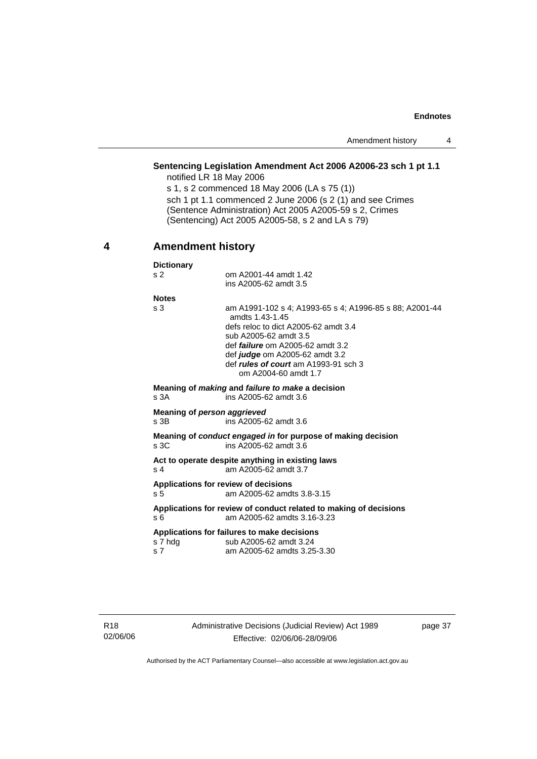**Sentencing Legislation Amendment Act 2006 A2006-23 sch 1 pt 1.1**

notified LR 18 May 2006

s 1, s 2 commenced 18 May 2006 (LA s 75 (1))

sch 1 pt 1.1 commenced 2 June 2006 (s 2 (1) and see Crimes (Sentence Administration) Act 2005 A2005-59 s 2, Crimes (Sentencing) Act 2005 A2005-58, s 2 and LA s 79)

## 4 Amendment history

**Dictionary**

s 2 om A2001-44 amdt 1.42
ins A2005-62 amdt 3.5

**Notes**

s 3 am A1991-102 s 4; A1993-65 s 4; A1996-85 s 88; A2001-44 amdts 1.43-1.45
defs reloc to dict A2005-62 amdt 3.4
sub A2005-62 amdt 3.5
def ***failure*** om A2005-62 amdt 3.2
def ***judge*** om A2005-62 amdt 3.2
def ***rules of court*** am A1993-91 sch 3
om A2004-60 amdt 1.7

**Meaning of *making* and *failure to make* a decision**

s 3A ins A2005-62 amdt 3.6

**Meaning of *person aggrieved***

s 3B ins A2005-62 amdt 3.6

**Meaning of *conduct engaged in* for purpose of making decision**

s 3C ins A2005-62 amdt 3.6

**Act to operate despite anything in existing laws**

s 4 am A2005-62 amdt 3.7

**Applications for review of decisions**

s 5 am A2005-62 amdts 3.8-3.15

**Applications for review of conduct related to making of decisions**

s 6 am A2005-62 amdts 3.16-3.23

**Applications for failures to make decisions**

s 7 hdg sub A2005-62 amdt 3.24
s 7 am A2005-62 amdts 3.25-3.30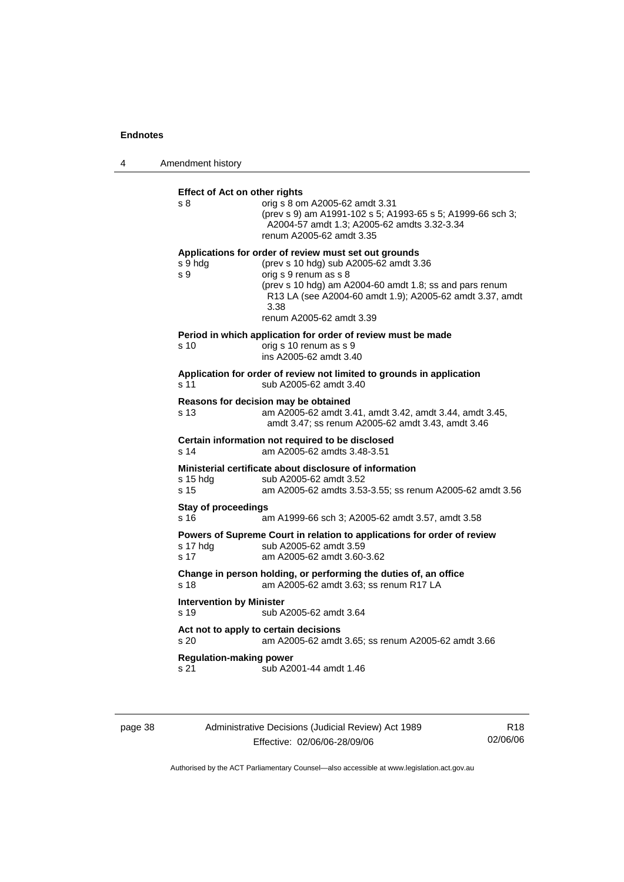**Effect of Act on other rights**

s 8 — orig s 8 om A2005-62 amdt 3.31
(prev s 9) am A1991-102 s 5; A1993-65 s 5; A1999-66 sch 3; A2004-57 amdt 1.3; A2005-62 amdts 3.32-3.34
renum A2005-62 amdt 3.35

**Applications for order of review must set out grounds**

s 9 hdg — (prev s 10 hdg) sub A2005-62 amdt 3.36

s 9 — orig s 9 renum as s 8
(prev s 10 hdg) am A2004-60 amdt 1.8; ss and pars renum R13 LA (see A2004-60 amdt 1.9); A2005-62 amdt 3.37, amdt 3.38
renum A2005-62 amdt 3.39

**Period in which application for order of review must be made**

s 10 — orig s 10 renum as s 9
ins A2005-62 amdt 3.40

**Application for order of review not limited to grounds in application**

s 11 — sub A2005-62 amdt 3.40

**Reasons for decision may be obtained**

s 13 — am A2005-62 amdt 3.41, amdt 3.42, amdt 3.44, amdt 3.45, amdt 3.47; ss renum A2005-62 amdt 3.43, amdt 3.46

**Certain information not required to be disclosed**

s 14 — am A2005-62 amdts 3.48-3.51

**Ministerial certificate about disclosure of information**

s 15 hdg — sub A2005-62 amdt 3.52

s 15 — am A2005-62 amdts 3.53-3.55; ss renum A2005-62 amdt 3.56

**Stay of proceedings**

s 16 — am A1999-66 sch 3; A2005-62 amdt 3.57, amdt 3.58

**Powers of Supreme Court in relation to applications for order of review**

s 17 hdg — sub A2005-62 amdt 3.59

s 17 — am A2005-62 amdt 3.60-3.62

**Change in person holding, or performing the duties of, an office**

s 18 — am A2005-62 amdt 3.63; ss renum R17 LA

**Intervention by Minister**

s 19 — sub A2005-62 amdt 3.64

**Act not to apply to certain decisions**

s 20 — am A2005-62 amdt 3.65; ss renum A2005-62 amdt 3.66

**Regulation-making power**

s 21 — sub A2001-44 amdt 1.46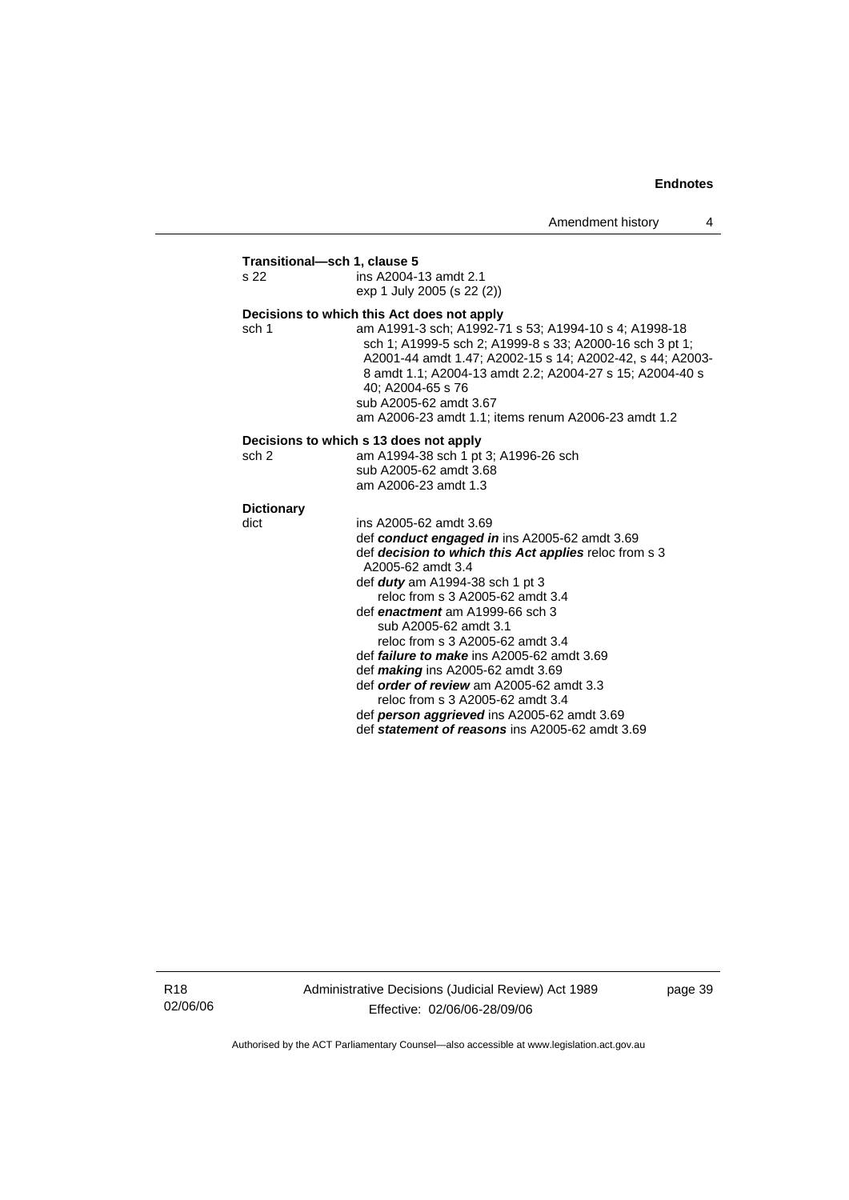**Transitional—sch 1, clause 5**

s 22 ins A2004-13 amdt 2.1
exp 1 July 2005 (s 22 (2))

**Decisions to which this Act does not apply**

sch 1 am A1991-3 sch; A1992-71 s 53; A1994-10 s 4; A1998-18 sch 1; A1999-5 sch 2; A1999-8 s 33; A2000-16 sch 3 pt 1; A2001-44 amdt 1.47; A2002-15 s 14; A2002-42, s 44; A2003-8 amdt 1.1; A2004-13 amdt 2.2; A2004-27 s 15; A2004-40 s 40; A2004-65 s 76
sub A2005-62 amdt 3.67
am A2006-23 amdt 1.1; items renum A2006-23 amdt 1.2

**Decisions to which s 13 does not apply**

sch 2 am A1994-38 sch 1 pt 3; A1996-26 sch
sub A2005-62 amdt 3.68
am A2006-23 amdt 1.3

**Dictionary**

dict ins A2005-62 amdt 3.69
def ***conduct engaged in*** ins A2005-62 amdt 3.69
def ***decision to which this Act applies*** reloc from s 3 A2005-62 amdt 3.4
def ***duty*** am A1994-38 sch 1 pt 3
reloc from s 3 A2005-62 amdt 3.4
def ***enactment*** am A1999-66 sch 3
sub A2005-62 amdt 3.1
reloc from s 3 A2005-62 amdt 3.4
def ***failure to make*** ins A2005-62 amdt 3.69
def ***making*** ins A2005-62 amdt 3.69
def ***order of review*** am A2005-62 amdt 3.3
reloc from s 3 A2005-62 amdt 3.4
def ***person aggrieved*** ins A2005-62 amdt 3.69
def ***statement of reasons*** ins A2005-62 amdt 3.69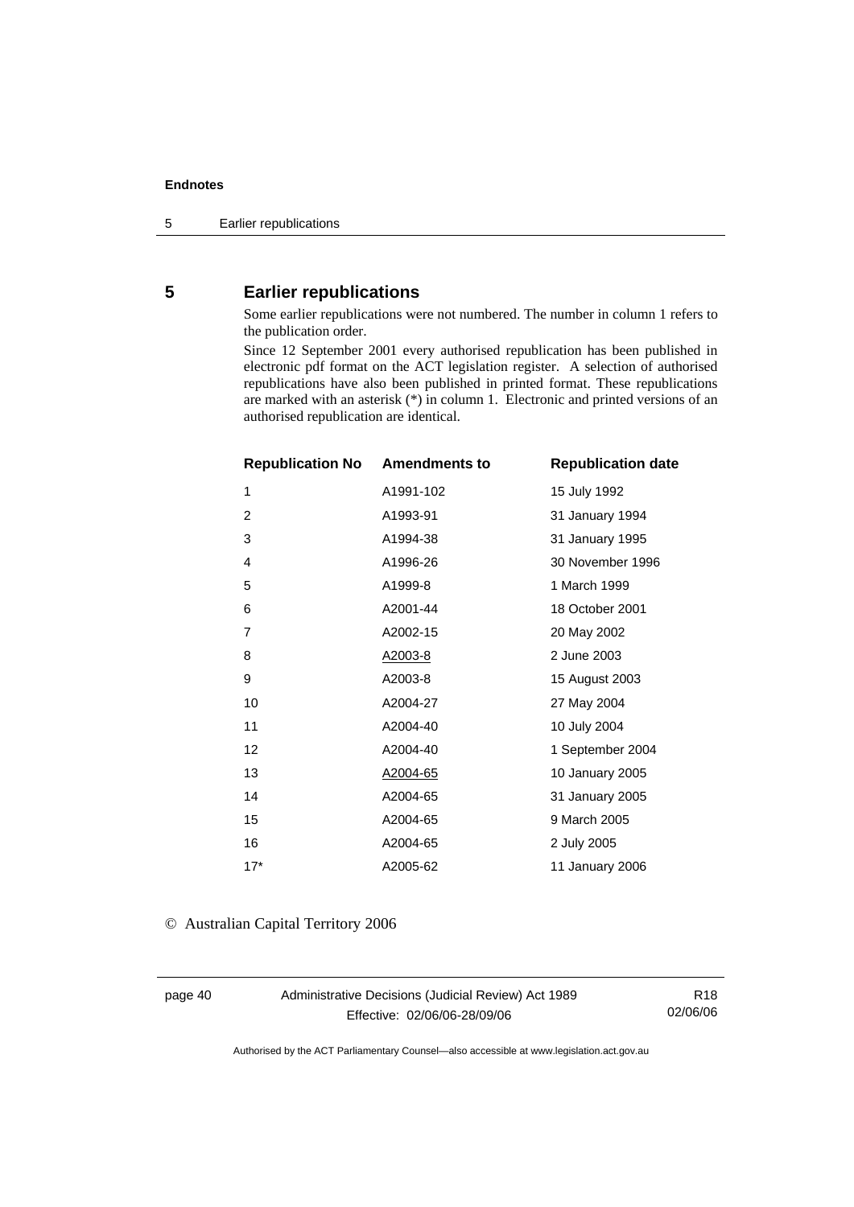## 5 Earlier republications

Some earlier republications were not numbered. The number in column 1 refers to the publication order.

Since 12 September 2001 every authorised republication has been published in electronic pdf format on the ACT legislation register. A selection of authorised republications have also been published in printed format. These republications are marked with an asterisk (*) in column 1. Electronic and printed versions of an authorised republication are identical.

| Republication No | Amendments to | Republication date |
|---|---|---|
| 1 | A1991-102 | 15 July 1992 |
| 2 | A1993-91 | 31 January 1994 |
| 3 | A1994-38 | 31 January 1995 |
| 4 | A1996-26 | 30 November 1996 |
| 5 | A1999-8 | 1 March 1999 |
| 6 | A2001-44 | 18 October 2001 |
| 7 | A2002-15 | 20 May 2002 |
| 8 | A2003-8 | 2 June 2003 |
| 9 | A2003-8 | 15 August 2003 |
| 10 | A2004-27 | 27 May 2004 |
| 11 | A2004-40 | 10 July 2004 |
| 12 | A2004-40 | 1 September 2004 |
| 13 | A2004-65 | 10 January 2005 |
| 14 | A2004-65 | 31 January 2005 |
| 15 | A2004-65 | 9 March 2005 |
| 16 | A2004-65 | 2 July 2005 |
| 17* | A2005-62 | 11 January 2006 |

© Australian Capital Territory 2006